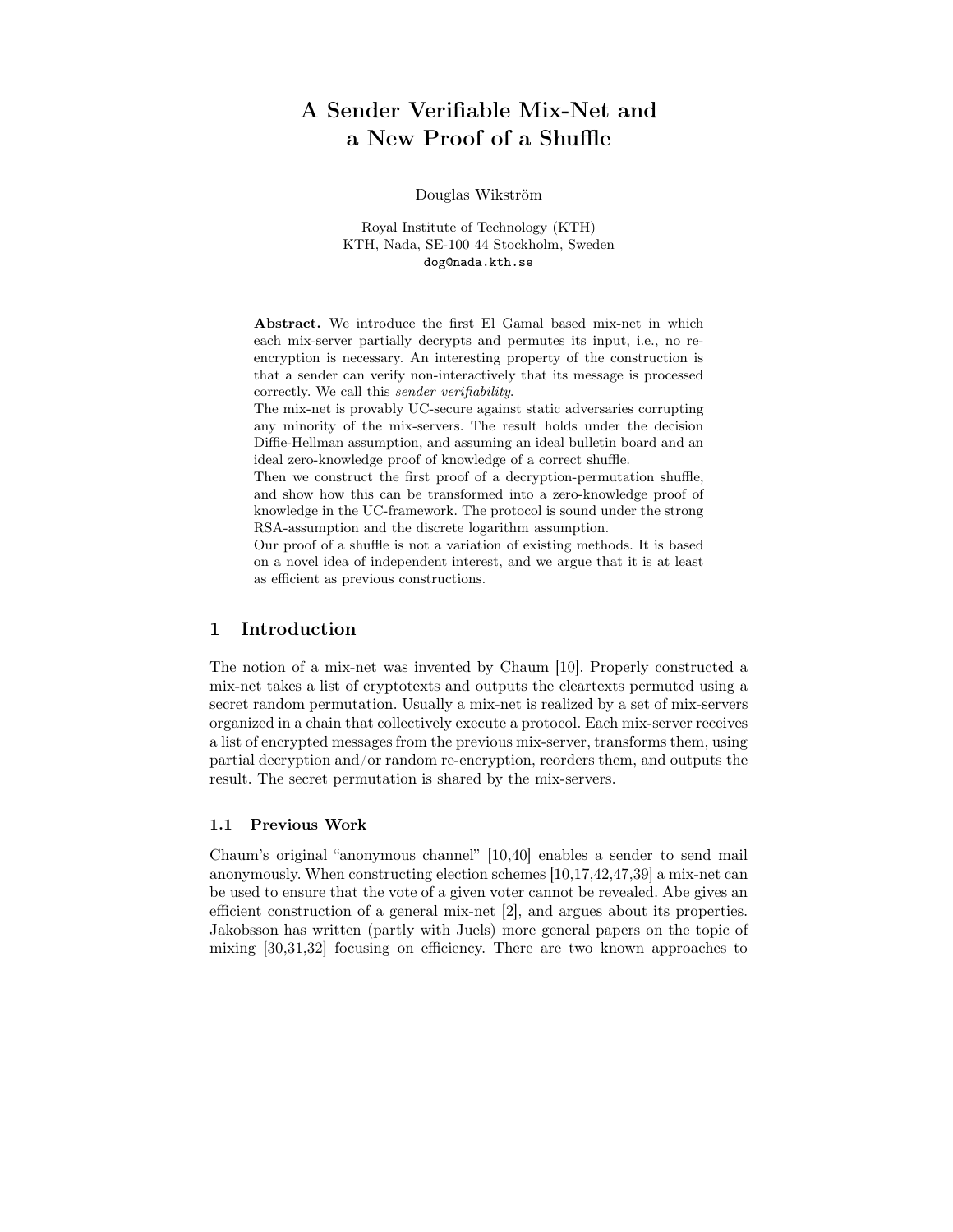# A Sender Verifiable Mix-Net and a New Proof of a Shuffle

Douglas Wikström

Royal Institute of Technology (KTH)
KTH, Nada, SE-100 44 Stockholm, Sweden
dog@nada.kth.se

**Abstract.** We introduce the first El Gamal based mix-net in which each mix-server partially decrypts and permutes its input, i.e., no re-encryption is necessary. An interesting property of the construction is that a sender can verify non-interactively that its message is processed correctly. We call this *sender verifiability*.

The mix-net is provably UC-secure against static adversaries corrupting any minority of the mix-servers. The result holds under the decision Diffie-Hellman assumption, and assuming an ideal bulletin board and an ideal zero-knowledge proof of knowledge of a correct shuffle.

Then we construct the first proof of a decryption-permutation shuffle, and show how this can be transformed into a zero-knowledge proof of knowledge in the UC-framework. The protocol is sound under the strong RSA-assumption and the discrete logarithm assumption.

Our proof of a shuffle is not a variation of existing methods. It is based on a novel idea of independent interest, and we argue that it is at least as efficient as previous constructions.

## 1 Introduction

The notion of a mix-net was invented by Chaum [10]. Properly constructed a mix-net takes a list of cryptotexts and outputs the cleartexts permuted using a secret random permutation. Usually a mix-net is realized by a set of mix-servers organized in a chain that collectively execute a protocol. Each mix-server receives a list of encrypted messages from the previous mix-server, transforms them, using partial decryption and/or random re-encryption, reorders them, and outputs the result. The secret permutation is shared by the mix-servers.

### 1.1 Previous Work

Chaum's original "anonymous channel" [10,40] enables a sender to send mail anonymously. When constructing election schemes [10,17,42,47,39] a mix-net can be used to ensure that the vote of a given voter cannot be revealed. Abe gives an efficient construction of a general mix-net [2], and argues about its properties. Jakobsson has written (partly with Juels) more general papers on the topic of mixing [30,31,32] focusing on efficiency. There are two known approaches to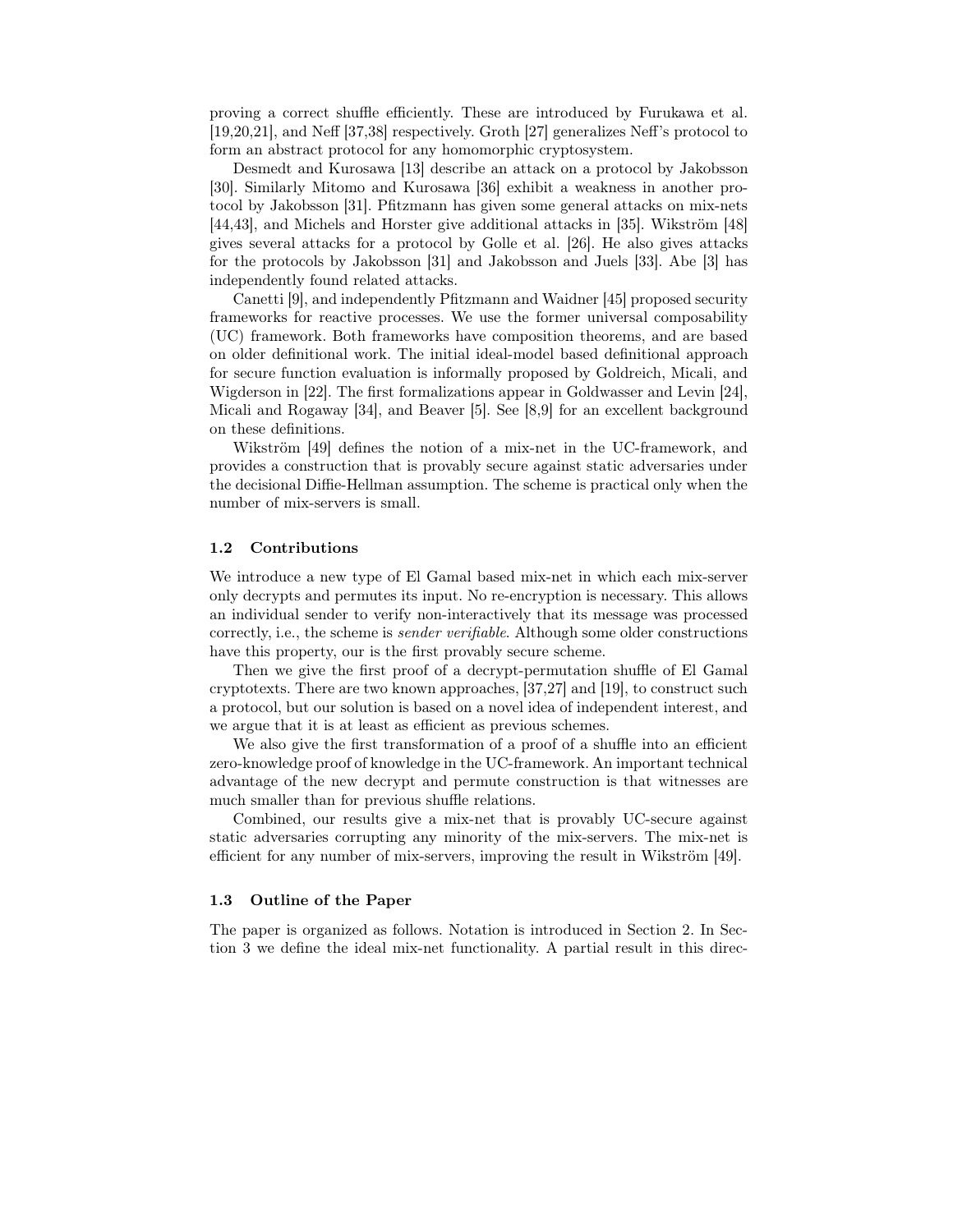proving a correct shuffle efficiently. These are introduced by Furukawa et al. [19,20,21], and Neff [37,38] respectively. Groth [27] generalizes Neff's protocol to form an abstract protocol for any homomorphic cryptosystem.

Desmedt and Kurosawa [13] describe an attack on a protocol by Jakobsson [30]. Similarly Mitomo and Kurosawa [36] exhibit a weakness in another protocol by Jakobsson [31]. Pfitzmann has given some general attacks on mix-nets [44,43], and Michels and Horster give additional attacks in [35]. Wikström [48] gives several attacks for a protocol by Golle et al. [26]. He also gives attacks for the protocols by Jakobsson [31] and Jakobsson and Juels [33]. Abe [3] has independently found related attacks.

Canetti [9], and independently Pfitzmann and Waidner [45] proposed security frameworks for reactive processes. We use the former universal composability (UC) framework. Both frameworks have composition theorems, and are based on older definitional work. The initial ideal-model based definitional approach for secure function evaluation is informally proposed by Goldreich, Micali, and Wigderson in [22]. The first formalizations appear in Goldwasser and Levin [24], Micali and Rogaway [34], and Beaver [5]. See [8,9] for an excellent background on these definitions.

Wikström [49] defines the notion of a mix-net in the UC-framework, and provides a construction that is provably secure against static adversaries under the decisional Diffie-Hellman assumption. The scheme is practical only when the number of mix-servers is small.

### 1.2 Contributions

We introduce a new type of El Gamal based mix-net in which each mix-server only decrypts and permutes its input. No re-encryption is necessary. This allows an individual sender to verify non-interactively that its message was processed correctly, i.e., the scheme is *sender verifiable*. Although some older constructions have this property, our is the first provably secure scheme.

Then we give the first proof of a decrypt-permutation shuffle of El Gamal cryptotexts. There are two known approaches, [37,27] and [19], to construct such a protocol, but our solution is based on a novel idea of independent interest, and we argue that it is at least as efficient as previous schemes.

We also give the first transformation of a proof of a shuffle into an efficient zero-knowledge proof of knowledge in the UC-framework. An important technical advantage of the new decrypt and permute construction is that witnesses are much smaller than for previous shuffle relations.

Combined, our results give a mix-net that is provably UC-secure against static adversaries corrupting any minority of the mix-servers. The mix-net is efficient for any number of mix-servers, improving the result in Wikström [49].

### 1.3 Outline of the Paper

The paper is organized as follows. Notation is introduced in Section 2. In Section 3 we define the ideal mix-net functionality. A partial result in this direc-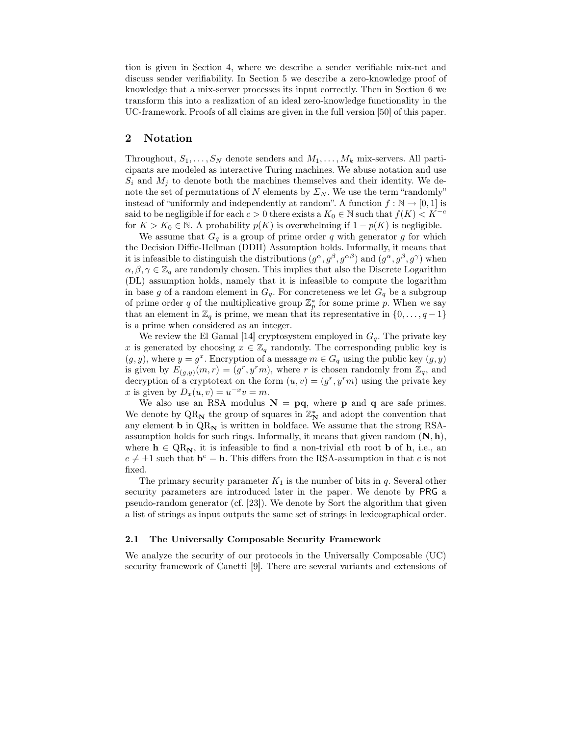tion is given in Section 4, where we describe a sender verifiable mix-net and discuss sender verifiability. In Section 5 we describe a zero-knowledge proof of knowledge that a mix-server processes its input correctly. Then in Section 6 we transform this into a realization of an ideal zero-knowledge functionality in the UC-framework. Proofs of all claims are given in the full version [50] of this paper.

## 2 Notation

Throughout, $S_1, \ldots, S_N$ denote senders and $M_1, \ldots, M_k$ mix-servers. All participants are modeled as interactive Turing machines. We abuse notation and use $S_i$ and $M_j$ to denote both the machines themselves and their identity. We denote the set of permutations of $N$ elements by $\Sigma_N$. We use the term "randomly" instead of "uniformly and independently at random". A function $f : \mathbb{N} \rightarrow [0, 1]$ is said to be negligible if for each $c > 0$ there exists a $K_0 \in \mathbb{N}$ such that $f(K) < K^{-c}$ for $K > K_0 \in \mathbb{N}$. A probability $p(K)$ is overwhelming if $1 - p(K)$ is negligible.

We assume that $G_q$ is a group of prime order $q$ with generator $g$ for which the Decision Diffie-Hellman (DDH) Assumption holds. Informally, it means that it is infeasible to distinguish the distributions $(g^\alpha, g^\beta, g^{\alpha\beta})$ and $(g^\alpha, g^\beta, g^\gamma)$ when $\alpha, \beta, \gamma \in \mathbb{Z}_q$ are randomly chosen. This implies that also the Discrete Logarithm (DL) assumption holds, namely that it is infeasible to compute the logarithm in base $g$ of a random element in $G_q$. For concreteness we let $G_q$ be a subgroup of prime order $q$ of the multiplicative group $\mathbb{Z}_p^*$ for some prime $p$. When we say that an element in $\mathbb{Z}_q$ is prime, we mean that its representative in $\{0, \ldots, q-1\}$ is a prime when considered as an integer.

We review the El Gamal [14] cryptosystem employed in $G_q$. The private key $x$ is generated by choosing $x \in \mathbb{Z}_q$ randomly. The corresponding public key is $(g, y)$, where $y = g^x$. Encryption of a message $m \in G_q$ using the public key $(g, y)$ is given by $E_{(g,y)}(m, r) = (g^r, y^r m)$, where $r$ is chosen randomly from $\mathbb{Z}_q$, and decryption of a cryptotext on the form $(u, v) = (g^r, y^r m)$ using the private key $x$ is given by $D_x(u, v) = u^{-x} v = m$.

We also use an RSA modulus $\mathbf{N} = \mathbf{pq}$, where $\mathbf{p}$ and $\mathbf{q}$ are safe primes. We denote by $\mathrm{QR}_\mathbf{N}$ the group of squares in $\mathbb{Z}_\mathbf{N}^*$ and adopt the convention that any element $\mathbf{b}$ in $\mathrm{QR}_\mathbf{N}$ is written in boldface. We assume that the strong RSA-assumption holds for such rings. Informally, it means that given random $(\mathbf{N}, \mathbf{h})$, where $\mathbf{h} \in \mathrm{QR}_\mathbf{N}$, it is infeasible to find a non-trivial $e$th root $\mathbf{b}$ of $\mathbf{h}$, i.e., an $e \neq \pm 1$ such that $\mathbf{b}^e = \mathbf{h}$. This differs from the RSA-assumption in that $e$ is not fixed.

The primary security parameter $K_1$ is the number of bits in $q$. Several other security parameters are introduced later in the paper. We denote by $\mathsf{PRG}$ a pseudo-random generator (cf. [23]). We denote by Sort the algorithm that given a list of strings as input outputs the same set of strings in lexicographical order.

### 2.1 The Universally Composable Security Framework

We analyze the security of our protocols in the Universally Composable (UC) security framework of Canetti [9]. There are several variants and extensions of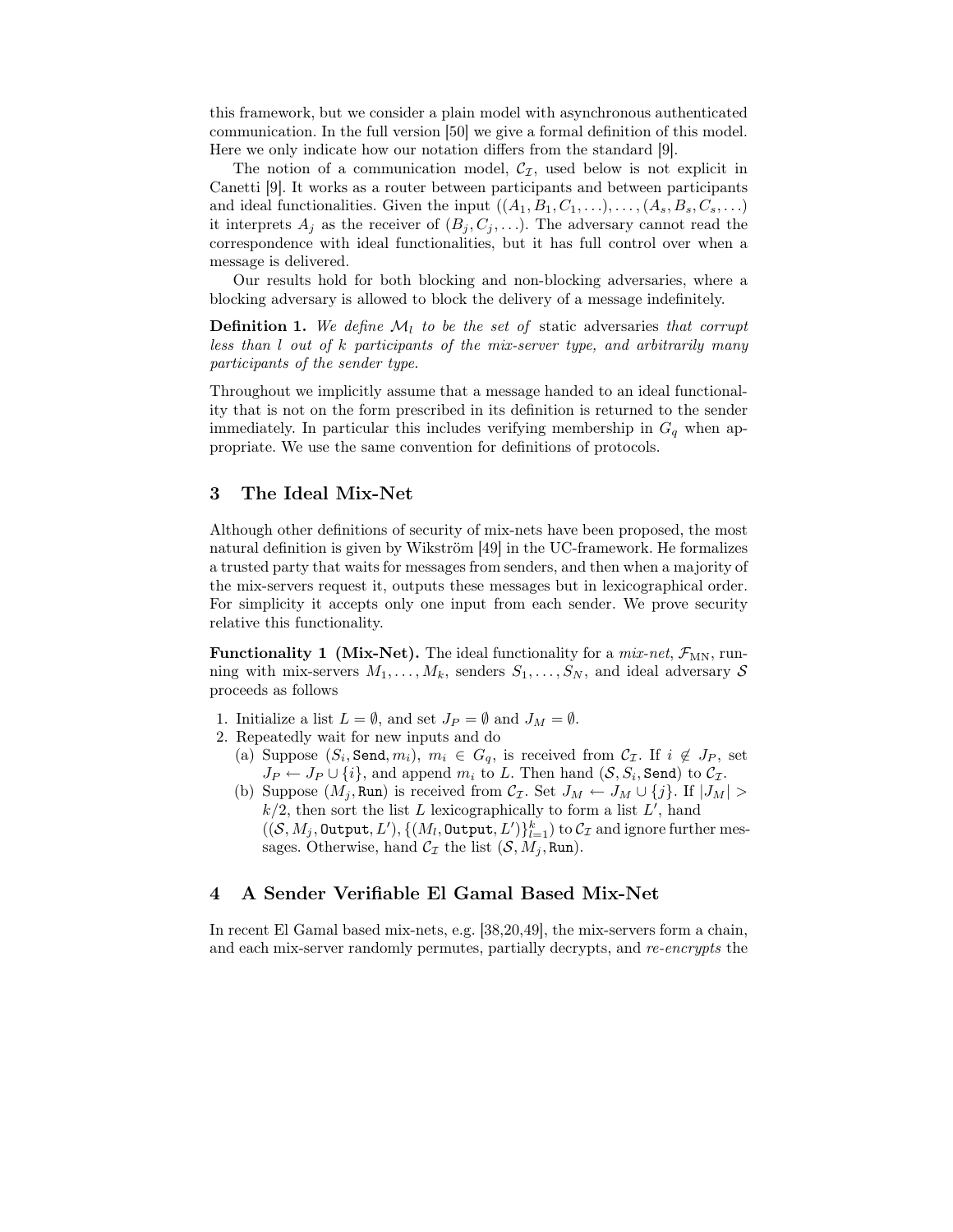this framework, but we consider a plain model with asynchronous authenticated communication. In the full version [50] we give a formal definition of this model. Here we only indicate how our notation differs from the standard [9].

The notion of a communication model, $\mathcal{C}_\mathcal{I}$, used below is not explicit in Canetti [9]. It works as a router between participants and between participants and ideal functionalities. Given the input $((A_1, B_1, C_1, \ldots), \ldots, (A_s, B_s, C_s, \ldots)$ it interprets $A_j$ as the receiver of $(B_j, C_j, \ldots)$. The adversary cannot read the correspondence with ideal functionalities, but it has full control over when a message is delivered.

Our results hold for both blocking and non-blocking adversaries, where a blocking adversary is allowed to block the delivery of a message indefinitely.

**Definition 1.** *We define $\mathcal{M}_l$ to be the set of* static adversaries *that corrupt less than $l$ out of $k$ participants of the mix-server type, and arbitrarily many participants of the sender type.*

Throughout we implicitly assume that a message handed to an ideal functionality that is not on the form prescribed in its definition is returned to the sender immediately. In particular this includes verifying membership in $G_q$ when appropriate. We use the same convention for definitions of protocols.

## 3 The Ideal Mix-Net

Although other definitions of security of mix-nets have been proposed, the most natural definition is given by Wikström [49] in the UC-framework. He formalizes a trusted party that waits for messages from senders, and then when a majority of the mix-servers request it, outputs these messages but in lexicographical order. For simplicity it accepts only one input from each sender. We prove security relative this functionality.

**Functionality 1 (Mix-Net).** The ideal functionality for a *mix-net*, $\mathcal{F}_{\mathrm{MN}}$, running with mix-servers $M_1, \ldots, M_k$, senders $S_1, \ldots, S_N$, and ideal adversary $\mathcal{S}$ proceeds as follows

1. Initialize a list $L = \emptyset$, and set $J_P = \emptyset$ and $J_M = \emptyset$.
2. Repeatedly wait for new inputs and do
   (a) Suppose $(S_i, \texttt{Send}, m_i)$, $m_i \in G_q$, is received from $\mathcal{C}_\mathcal{I}$. If $i \notin J_P$, set $J_P \leftarrow J_P \cup \{i\}$, and append $m_i$ to $L$. Then hand $(\mathcal{S}, S_i, \texttt{Send})$ to $\mathcal{C}_\mathcal{I}$.
   (b) Suppose $(M_j, \texttt{Run})$ is received from $\mathcal{C}_\mathcal{I}$. Set $J_M \leftarrow J_M \cup \{j\}$. If $|J_M| > k/2$, then sort the list $L$ lexicographically to form a list $L'$, hand $((\mathcal{S}, M_j, \texttt{Output}, L'), \{(M_l, \texttt{Output}, L')\}_{l=1}^k)$ to $\mathcal{C}_\mathcal{I}$ and ignore further messages. Otherwise, hand $\mathcal{C}_\mathcal{I}$ the list $(\mathcal{S}, M_j, \texttt{Run})$.

## 4 A Sender Verifiable El Gamal Based Mix-Net

In recent El Gamal based mix-nets, e.g. [38,20,49], the mix-servers form a chain, and each mix-server randomly permutes, partially decrypts, and *re-encrypts* the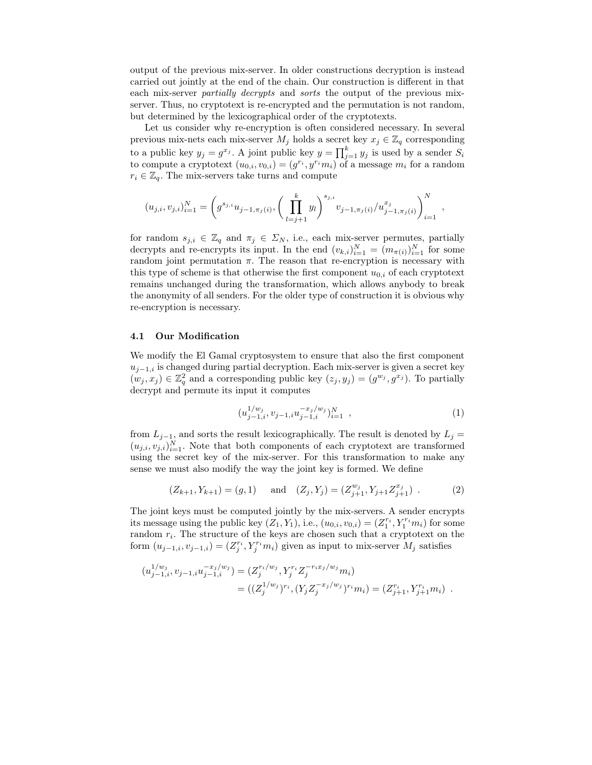output of the previous mix-server. In older constructions decryption is instead carried out jointly at the end of the chain. Our construction is different in that each mix-server *partially decrypts* and *sorts* the output of the previous mix-server. Thus, no cryptotext is re-encrypted and the permutation is not random, but determined by the lexicographical order of the cryptotexts.

Let us consider why re-encryption is often considered necessary. In several previous mix-nets each mix-server $M_j$ holds a secret key $x_j \in \mathbb{Z}_q$ corresponding to a public key $y_j = g^{x_j}$. A joint public key $y = \prod_{j=1}^{k} y_j$ is used by a sender $S_i$ to compute a cryptotext $(u_{0,i}, v_{0,i}) = (g^{r_i}, y^{r_i} m_i)$ of a message $m_i$ for a random $r_i \in \mathbb{Z}_q$. The mix-servers take turns and compute

$$(u_{j,i}, v_{j,i})_{i=1}^{N} = \left( g^{s_{j,i}} u_{j-1,\pi_j(i)}, \left( \prod_{l=j+1}^{k} y_l \right)^{s_{j,i}} v_{j-1,\pi_j(i)} / u_{j-1,\pi_j(i)}^{x_j} \right)_{i=1}^{N} ,$$

for random $s_{j,i} \in \mathbb{Z}_q$ and $\pi_j \in \Sigma_N$, i.e., each mix-server permutes, partially decrypts and re-encrypts its input. In the end $(v_{k,i})_{i=1}^{N} = (m_{\pi(i)})_{i=1}^{N}$ for some random joint permutation $\pi$. The reason that re-encryption is necessary with this type of scheme is that otherwise the first component $u_{0,i}$ of each cryptotext remains unchanged during the transformation, which allows anybody to break the anonymity of all senders. For the older type of construction it is obvious why re-encryption is necessary.

### 4.1 Our Modification

We modify the El Gamal cryptosystem to ensure that also the first component $u_{j-1,i}$ is changed during partial decryption. Each mix-server is given a secret key $(w_j, x_j) \in \mathbb{Z}_q^2$ and a corresponding public key $(z_j, y_j) = (g^{w_j}, g^{x_j})$. To partially decrypt and permute its input it computes

$$(u_{j-1,i}^{1/w_j}, v_{j-1,i} u_{j-1,i}^{-x_j/w_j})_{i=1}^{N} \ , \tag{1}$$

from $L_{j-1}$, and sorts the result lexicographically. The result is denoted by $L_j = (u_{j,i}, v_{j,i})_{i=1}^{N}$. Note that both components of each cryptotext are transformed using the secret key of the mix-server. For this transformation to make any sense we must also modify the way the joint key is formed. We define

$$(Z_{k+1}, Y_{k+1}) = (g, 1) \quad \text{and} \quad (Z_j, Y_j) = (Z_{j+1}^{w_j}, Y_{j+1} Z_{j+1}^{x_j}) \ . \tag{2}$$

The joint keys must be computed jointly by the mix-servers. A sender encrypts its message using the public key $(Z_1, Y_1)$, i.e., $(u_{0,i}, v_{0,i}) = (Z_1^{r_i}, Y_1^{r_i} m_i)$ for some random $r_i$. The structure of the keys are chosen such that a cryptotext on the form $(u_{j-1,i}, v_{j-1,i}) = (Z_j^{r_i}, Y_j^{r_i} m_i)$ given as input to mix-server $M_j$ satisfies

$$\begin{aligned}
(u_{j-1,i}^{1/w_j}, v_{j-1,i} u_{j-1,i}^{-x_j/w_j}) &= (Z_j^{r_i/w_j}, Y_j^{r_i} Z_j^{-r_i x_j/w_j} m_i) \\
&= ((Z_j^{1/w_j})^{r_i}, (Y_j Z_j^{-x_j/w_j})^{r_i} m_i) = (Z_{j+1}^{r_i}, Y_{j+1}^{r_i} m_i) \ .
\end{aligned}$$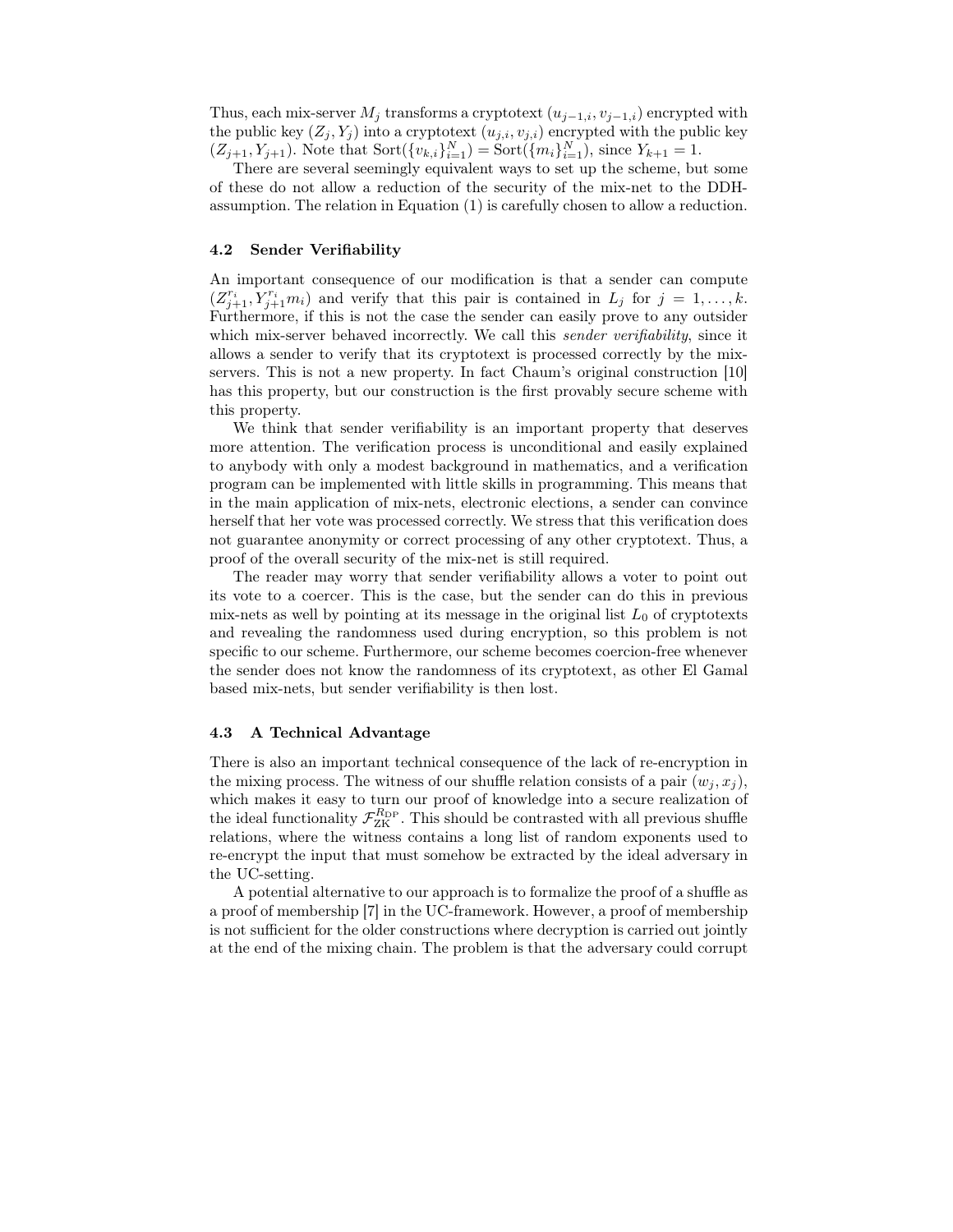Thus, each mix-server $M_j$ transforms a cryptotext $(u_{j-1,i}, v_{j-1,i})$ encrypted with the public key $(Z_j, Y_j)$ into a cryptotext $(u_{j,i}, v_{j,i})$ encrypted with the public key $(Z_{j+1}, Y_{j+1})$. Note that $\mathrm{Sort}(\{v_{k,i}\}_{i=1}^N) = \mathrm{Sort}(\{m_i\}_{i=1}^N)$, since $Y_{k+1} = 1$.

There are several seemingly equivalent ways to set up the scheme, but some of these do not allow a reduction of the security of the mix-net to the DDH-assumption. The relation in Equation (1) is carefully chosen to allow a reduction.

### 4.2 Sender Verifiability

An important consequence of our modification is that a sender can compute $(Z_{j+1}^{r_i}, Y_{j+1}^{r_i} m_i)$ and verify that this pair is contained in $L_j$ for $j = 1, \ldots, k$. Furthermore, if this is not the case the sender can easily prove to any outsider which mix-server behaved incorrectly. We call this *sender verifiability*, since it allows a sender to verify that its cryptotext is processed correctly by the mix-servers. This is not a new property. In fact Chaum's original construction [10] has this property, but our construction is the first provably secure scheme with this property.

We think that sender verifiability is an important property that deserves more attention. The verification process is unconditional and easily explained to anybody with only a modest background in mathematics, and a verification program can be implemented with little skills in programming. This means that in the main application of mix-nets, electronic elections, a sender can convince herself that her vote was processed correctly. We stress that this verification does not guarantee anonymity or correct processing of any other cryptotext. Thus, a proof of the overall security of the mix-net is still required.

The reader may worry that sender verifiability allows a voter to point out its vote to a coercer. This is the case, but the sender can do this in previous mix-nets as well by pointing at its message in the original list $L_0$ of cryptotexts and revealing the randomness used during encryption, so this problem is not specific to our scheme. Furthermore, our scheme becomes coercion-free whenever the sender does not know the randomness of its cryptotext, as other El Gamal based mix-nets, but sender verifiability is then lost.

### 4.3 A Technical Advantage

There is also an important technical consequence of the lack of re-encryption in the mixing process. The witness of our shuffle relation consists of a pair $(w_j, x_j)$, which makes it easy to turn our proof of knowledge into a secure realization of the ideal functionality $\mathcal{F}_{\mathrm{ZK}}^{R_{\mathrm{DP}}}$. This should be contrasted with all previous shuffle relations, where the witness contains a long list of random exponents used to re-encrypt the input that must somehow be extracted by the ideal adversary in the UC-setting.

A potential alternative to our approach is to formalize the proof of a shuffle as a proof of membership [7] in the UC-framework. However, a proof of membership is not sufficient for the older constructions where decryption is carried out jointly at the end of the mixing chain. The problem is that the adversary could corrupt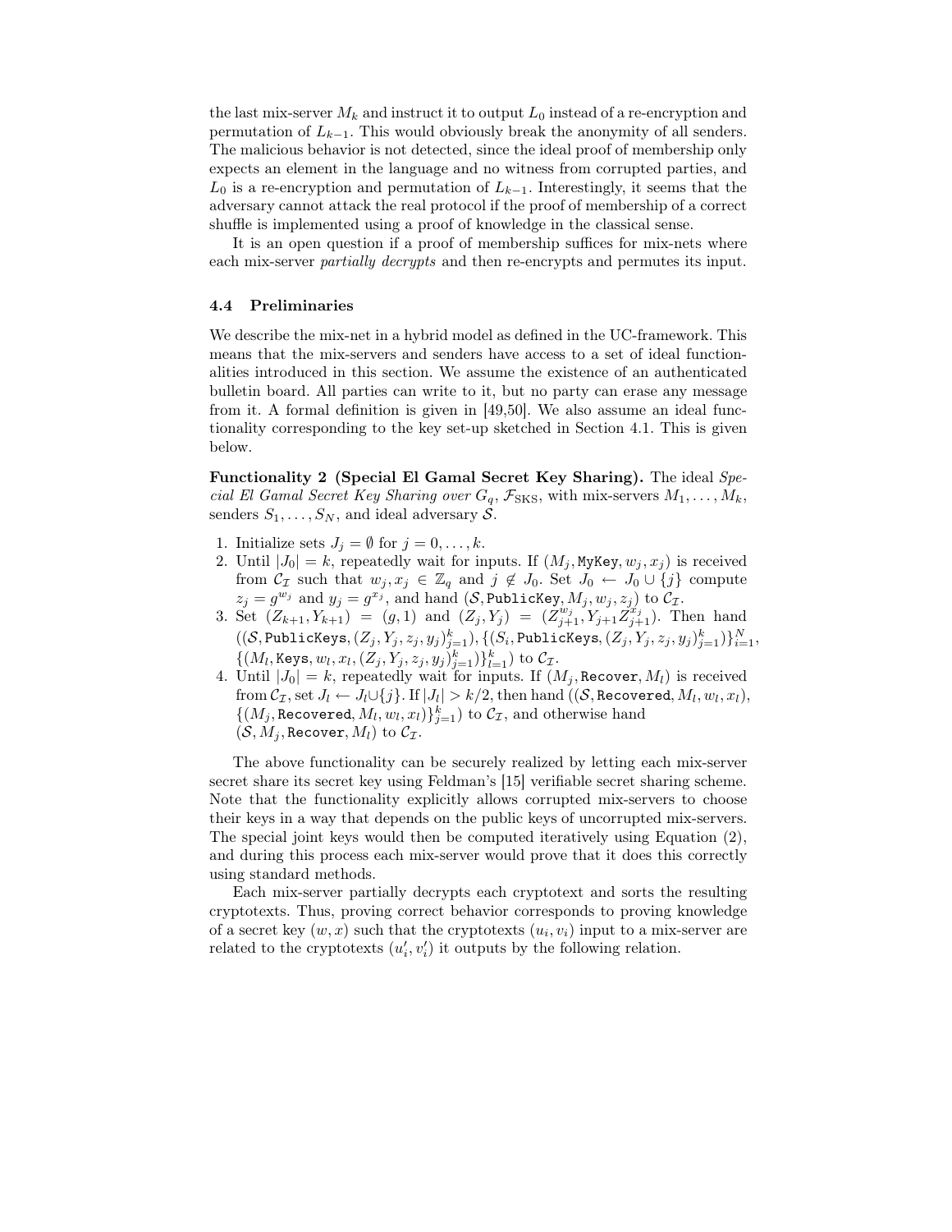the last mix-server $M_k$ and instruct it to output $L_0$ instead of a re-encryption and permutation of $L_{k-1}$. This would obviously break the anonymity of all senders. The malicious behavior is not detected, since the ideal proof of membership only expects an element in the language and no witness from corrupted parties, and $L_0$ is a re-encryption and permutation of $L_{k-1}$. Interestingly, it seems that the adversary cannot attack the real protocol if the proof of membership of a correct shuffle is implemented using a proof of knowledge in the classical sense.

It is an open question if a proof of membership suffices for mix-nets where each mix-server *partially decrypts* and then re-encrypts and permutes its input.

### 4.4 Preliminaries

We describe the mix-net in a hybrid model as defined in the UC-framework. This means that the mix-servers and senders have access to a set of ideal functionalities introduced in this section. We assume the existence of an authenticated bulletin board. All parties can write to it, but no party can erase any message from it. A formal definition is given in [49,50]. We also assume an ideal functionality corresponding to the key set-up sketched in Section 4.1. This is given below.

**Functionality 2 (Special El Gamal Secret Key Sharing).** The ideal *Special El Gamal Secret Key Sharing over* $G_q$, $\mathcal{F}_{\mathrm{SKS}}$, with mix-servers $M_1, \ldots, M_k$, senders $S_1, \ldots, S_N$, and ideal adversary $\mathcal{S}$.

1. Initialize sets $J_j = \emptyset$ for $j = 0, \ldots, k$.
2. Until $|J_0| = k$, repeatedly wait for inputs. If $(M_j, \texttt{MyKey}, w_j, x_j)$ is received from $\mathcal{C}_{\mathcal{I}}$ such that $w_j, x_j \in \mathbb{Z}_q$ and $j \notin J_0$. Set $J_0 \leftarrow J_0 \cup \{j\}$ compute $z_j = g^{w_j}$ and $y_j = g^{x_j}$, and hand $(\mathcal{S}, \texttt{PublicKey}, M_j, w_j, z_j)$ to $\mathcal{C}_{\mathcal{I}}$.
3. Set $(Z_{k+1}, Y_{k+1}) = (g, 1)$ and $(Z_j, Y_j) = (Z_{j+1}^{w_j}, Y_{j+1} Z_{j+1}^{x_j})$. Then hand $((\mathcal{S}, \texttt{PublicKeys}, (Z_j, Y_j, z_j, y_j)_{j=1}^{k}), \{(S_i, \texttt{PublicKeys}, (Z_j, Y_j, z_j, y_j)_{j=1}^{k})\}_{i=1}^{N}, \{(M_l, \texttt{Keys}, w_l, x_l, (Z_j, Y_j, z_j, y_j)_{j=1}^{k})\}_{l=1}^{k})$ to $\mathcal{C}_{\mathcal{I}}$.
4. Until $|J_0| = k$, repeatedly wait for inputs. If $(M_j, \texttt{Recover}, M_l)$ is received from $\mathcal{C}_{\mathcal{I}}$, set $J_l \leftarrow J_l \cup \{j\}$. If $|J_l| > k/2$, then hand $((\mathcal{S}, \texttt{Recovered}, M_l, w_l, x_l), \{(M_j, \texttt{Recovered}, M_l, w_l, x_l)\}_{j=1}^{k})$ to $\mathcal{C}_{\mathcal{I}}$, and otherwise hand $(\mathcal{S}, M_j, \texttt{Recover}, M_l)$ to $\mathcal{C}_{\mathcal{I}}$.

The above functionality can be securely realized by letting each mix-server secret share its secret key using Feldman's [15] verifiable secret sharing scheme. Note that the functionality explicitly allows corrupted mix-servers to choose their keys in a way that depends on the public keys of uncorrupted mix-servers. The special joint keys would then be computed iteratively using Equation (2), and during this process each mix-server would prove that it does this correctly using standard methods.

Each mix-server partially decrypts each cryptotext and sorts the resulting cryptotexts. Thus, proving correct behavior corresponds to proving knowledge of a secret key $(w, x)$ such that the cryptotexts $(u_i, v_i)$ input to a mix-server are related to the cryptotexts $(u'_i, v'_i)$ it outputs by the following relation.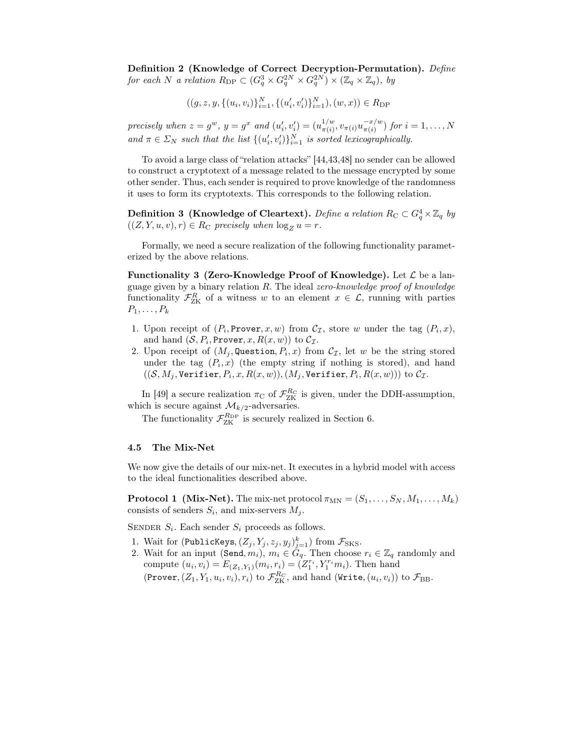**Definition 2 (Knowledge of Correct Decryption-Permutation).** *Define for each $N$ a relation $R_{\mathrm{DP}} \subset (G_q^3 \times G_q^{2N} \times G_q^{2N}) \times (\mathbb{Z}_q \times \mathbb{Z}_q)$, by*

$$((g, z, y, \{(u_i, v_i)\}_{i=1}^N, \{(u'_i, v'_i)\}_{i=1}^N), (w, x)) \in R_{\mathrm{DP}}$$

*precisely when $z = g^w$, $y = g^x$ and $(u'_i, v'_i) = (u_{\pi(i)}^{1/w}, v_{\pi(i)} u_{\pi(i)}^{-x/w})$ for $i = 1, \ldots, N$ and $\pi \in \Sigma_N$ such that the list $\{(u'_i, v'_i)\}_{i=1}^N$ is sorted lexicographically.*

To avoid a large class of "relation attacks" [44,43,48] no sender can be allowed to construct a cryptotext of a message related to the message encrypted by some other sender. Thus, each sender is required to prove knowledge of the randomness it uses to form its cryptotexts. This corresponds to the following relation.

**Definition 3 (Knowledge of Cleartext).** *Define a relation $R_{\mathrm{C}} \subset G_q^4 \times \mathbb{Z}_q$ by $((Z, Y, u, v), r) \in R_{\mathrm{C}}$ precisely when $\log_Z u = r$.*

Formally, we need a secure realization of the following functionality parameterized by the above relations.

**Functionality 3 (Zero-Knowledge Proof of Knowledge).** Let $\mathcal{L}$ be a language given by a binary relation $R$. The ideal *zero-knowledge proof of knowledge* functionality $\mathcal{F}_{\mathrm{ZK}}^R$ of a witness $w$ to an element $x \in \mathcal{L}$, running with parties $P_1, \ldots, P_k$

1. Upon receipt of $(P_i, \texttt{Prover}, x, w)$ from $\mathcal{C}_{\mathcal{I}}$, store $w$ under the tag $(P_i, x)$, and hand $(\mathcal{S}, P_i, \texttt{Prover}, x, R(x, w))$ to $\mathcal{C}_{\mathcal{I}}$.
2. Upon receipt of $(M_j, \texttt{Question}, P_i, x)$ from $\mathcal{C}_{\mathcal{I}}$, let $w$ be the string stored under the tag $(P_i, x)$ (the empty string if nothing is stored), and hand $((\mathcal{S}, M_j, \texttt{Verifier}, P_i, x, R(x, w)), (M_j, \texttt{Verifier}, P_i, R(x, w)))$ to $\mathcal{C}_{\mathcal{I}}$.

In [49] a secure realization $\pi_{\mathrm{C}}$ of $\mathcal{F}_{\mathrm{ZK}}^{R_{\mathrm{C}}}$ is given, under the DDH-assumption, which is secure against $\mathcal{M}_{k/2}$-adversaries.

The functionality $\mathcal{F}_{\mathrm{ZK}}^{R_{\mathrm{DP}}}$ is securely realized in Section 6.

### 4.5 The Mix-Net

We now give the details of our mix-net. It executes in a hybrid model with access to the ideal functionalities described above.

**Protocol 1 (Mix-Net).** The mix-net protocol $\pi_{\mathrm{MN}} = (S_1, \ldots, S_N, M_1, \ldots, M_k)$ consists of senders $S_i$, and mix-servers $M_j$.

SENDER $S_i$. Each sender $S_i$ proceeds as follows.

1. Wait for $(\texttt{PublicKeys}, (Z_j, Y_j, z_j, y_j)_{j=1}^k)$ from $\mathcal{F}_{\mathrm{SKS}}$.
2. Wait for an input $(\texttt{Send}, m_i)$, $m_i \in G_q$. Then choose $r_i \in \mathbb{Z}_q$ randomly and compute $(u_i, v_i) = E_{(Z_1, Y_1)}(m_i, r_i) = (Z_1^{r_i}, Y_1^{r_i} m_i)$. Then hand $(\texttt{Prover}, (Z_1, Y_1, u_i, v_i), r_i)$ to $\mathcal{F}_{\mathrm{ZK}}^{R_{\mathrm{C}}}$, and hand $(\texttt{Write}, (u_i, v_i))$ to $\mathcal{F}_{\mathrm{BB}}$.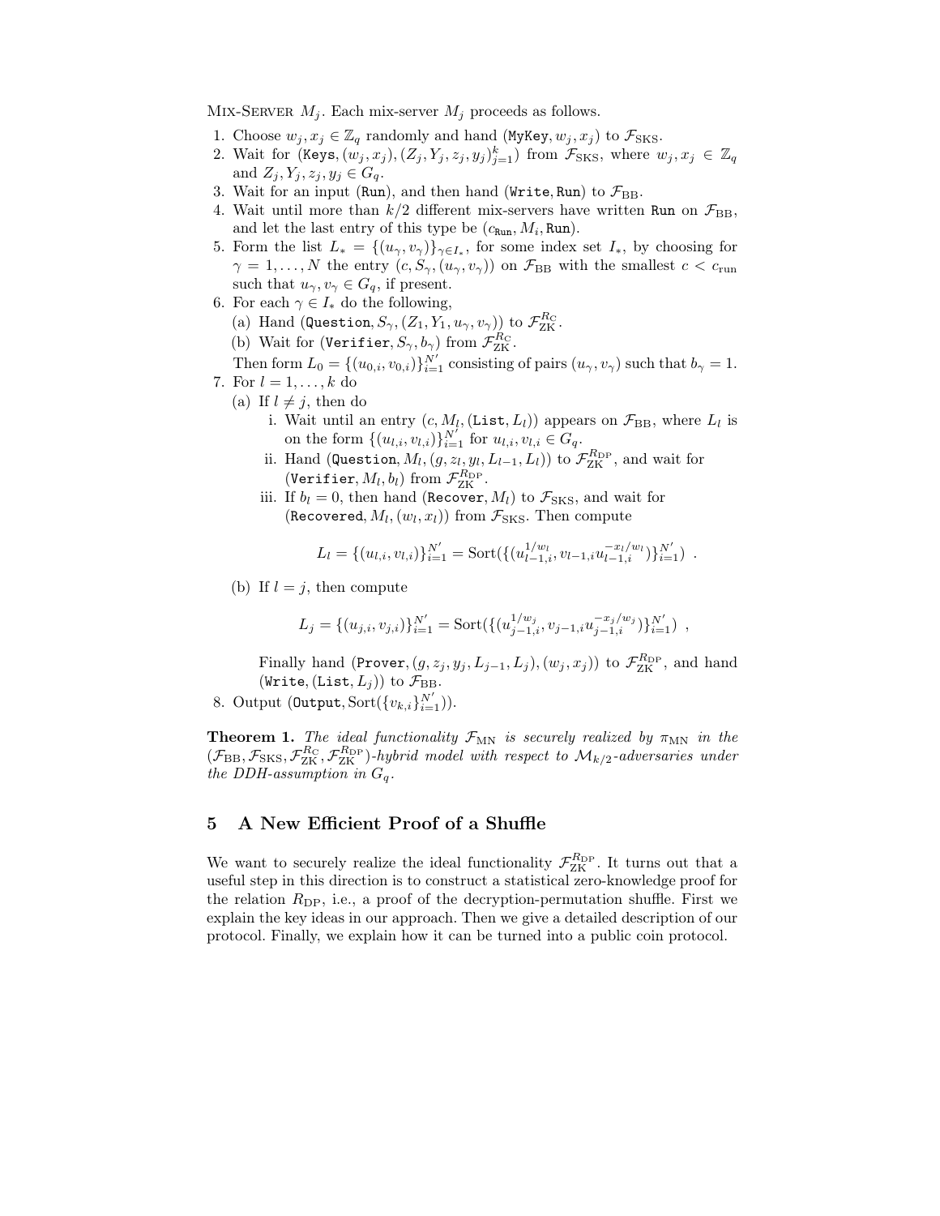MIX-SERVER $M_j$. Each mix-server $M_j$ proceeds as follows.

1. Choose $w_j, x_j \in \mathbb{Z}_q$ randomly and hand $(\texttt{MyKey}, w_j, x_j)$ to $\mathcal{F}_{\text{SKS}}$.
2. Wait for $(\texttt{Keys}, (w_j, x_j), (Z_j, Y_j, z_j, y_j)_{j=1}^{k})$ from $\mathcal{F}_{\text{SKS}}$, where $w_j, x_j \in \mathbb{Z}_q$ and $Z_j, Y_j, z_j, y_j \in G_q$.
3. Wait for an input $(\texttt{Run})$, and then hand $(\texttt{Write}, \texttt{Run})$ to $\mathcal{F}_{\text{BB}}$.
4. Wait until more than $k/2$ different mix-servers have written $\texttt{Run}$ on $\mathcal{F}_{\text{BB}}$, and let the last entry of this type be $(c_{\texttt{Run}}, M_i, \texttt{Run})$.
5. Form the list $L_* = \{(u_\gamma, v_\gamma)\}_{\gamma \in I_*}$, for some index set $I_*$, by choosing for $\gamma = 1, \ldots, N$ the entry $(c, S_\gamma, (u_\gamma, v_\gamma))$ on $\mathcal{F}_{\text{BB}}$ with the smallest $c < c_{\text{run}}$ such that $u_\gamma, v_\gamma \in G_q$, if present.
6. For each $\gamma \in I_*$ do the following,
   (a) Hand $(\texttt{Question}, S_\gamma, (Z_1, Y_1, u_\gamma, v_\gamma))$ to $\mathcal{F}_{\text{ZK}}^{R_{\text{C}}}$.
   (b) Wait for $(\texttt{Verifier}, S_\gamma, b_\gamma)$ from $\mathcal{F}_{\text{ZK}}^{R_{\text{C}}}$.
   Then form $L_0 = \{(u_{0,i}, v_{0,i})\}_{i=1}^{N'}$ consisting of pairs $(u_\gamma, v_\gamma)$ such that $b_\gamma = 1$.
7. For $l = 1, \ldots, k$ do
   (a) If $l \neq j$, then do
      i. Wait until an entry $(c, M_l, (\texttt{List}, L_l))$ appears on $\mathcal{F}_{\text{BB}}$, where $L_l$ is on the form $\{(u_{l,i}, v_{l,i})\}_{i=1}^{N'}$ for $u_{l,i}, v_{l,i} \in G_q$.
      ii. Hand $(\texttt{Question}, M_l, (g, z_l, y_l, L_{l-1}, L_l))$ to $\mathcal{F}_{\text{ZK}}^{R_{\text{DP}}}$, and wait for $(\texttt{Verifier}, M_l, b_l)$ from $\mathcal{F}_{\text{ZK}}^{R_{\text{DP}}}$.
      iii. If $b_l = 0$, then hand $(\texttt{Recover}, M_l)$ to $\mathcal{F}_{\text{SKS}}$, and wait for $(\texttt{Recovered}, M_l, (w_l, x_l))$ from $\mathcal{F}_{\text{SKS}}$. Then compute
$$L_l = \{(u_{l,i}, v_{l,i})\}_{i=1}^{N'} = \text{Sort}(\{(u_{l-1,i}^{1/w_l}, v_{l-1,i} u_{l-1,i}^{-x_l/w_l})\}_{i=1}^{N'}) \ .$$
   (b) If $l = j$, then compute
$$L_j = \{(u_{j,i}, v_{j,i})\}_{i=1}^{N'} = \text{Sort}(\{(u_{j-1,i}^{1/w_j}, v_{j-1,i} u_{j-1,i}^{-x_j/w_j})\}_{i=1}^{N'}) \ ,$$
   Finally hand $(\texttt{Prover}, (g, z_j, y_j, L_{j-1}, L_j), (w_j, x_j))$ to $\mathcal{F}_{\text{ZK}}^{R_{\text{DP}}}$, and hand $(\texttt{Write}, (\texttt{List}, L_j))$ to $\mathcal{F}_{\text{BB}}$.
8. Output $(\texttt{Output}, \text{Sort}(\{v_{k,i}\}_{i=1}^{N'}))$.

**Theorem 1.** *The ideal functionality $\mathcal{F}_{\text{MN}}$ is securely realized by $\pi_{\text{MN}}$ in the $(\mathcal{F}_{\text{BB}}, \mathcal{F}_{\text{SKS}}, \mathcal{F}_{\text{ZK}}^{R_{\text{C}}}, \mathcal{F}_{\text{ZK}}^{R_{\text{DP}}})$-hybrid model with respect to $\mathcal{M}_{k/2}$-adversaries under the DDH-assumption in $G_q$.*

## 5 A New Efficient Proof of a Shuffle

We want to securely realize the ideal functionality $\mathcal{F}_{\text{ZK}}^{R_{\text{DP}}}$. It turns out that a useful step in this direction is to construct a statistical zero-knowledge proof for the relation $R_{\text{DP}}$, i.e., a proof of the decryption-permutation shuffle. First we explain the key ideas in our approach. Then we give a detailed description of our protocol. Finally, we explain how it can be turned into a public coin protocol.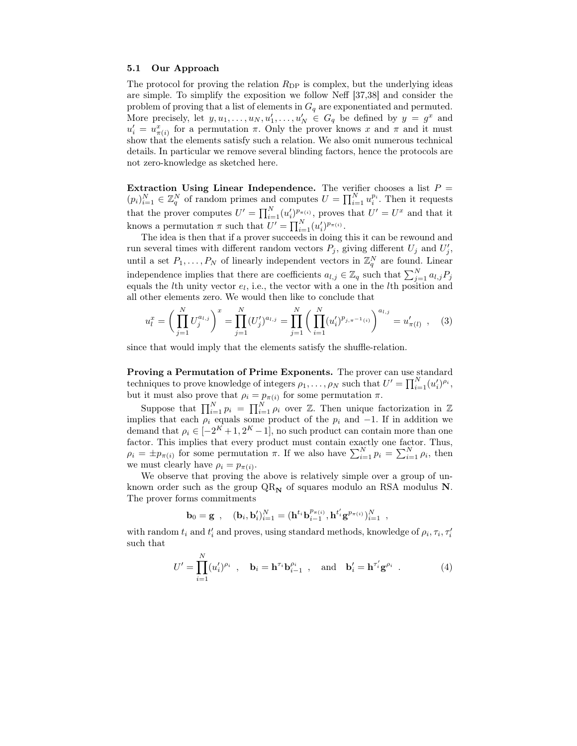### 5.1 Our Approach

The protocol for proving the relation $R_{\mathrm{DP}}$ is complex, but the underlying ideas are simple. To simplify the exposition we follow Neff [37,38] and consider the problem of proving that a list of elements in $G_q$ are exponentiated and permuted. More precisely, let $y, u_1, \ldots, u_N, u'_1, \ldots, u'_N \in G_q$ be defined by $y = g^x$ and $u'_i = u^x_{\pi(i)}$ for a permutation $\pi$. Only the prover knows $x$ and $\pi$ and it must show that the elements satisfy such a relation. We also omit numerous technical details. In particular we remove several blinding factors, hence the protocols are not zero-knowledge as sketched here.

**Extraction Using Linear Independence.** The verifier chooses a list $P = (p_i)_{i=1}^N \in \mathbb{Z}_q^N$ of random primes and computes $U = \prod_{i=1}^N u_i^{p_i}$. Then it requests that the prover computes $U' = \prod_{i=1}^N (u'_i)^{p_{\pi(i)}}$, proves that $U' = U^x$ and that it knows a permutation $\pi$ such that $U' = \prod_{i=1}^N (u'_i)^{p_{\pi(i)}}$.

The idea is then that if a prover succeeds in doing this it can be rewound and run several times with different random vectors $P_j$, giving different $U_j$ and $U'_j$, until a set $P_1, \ldots, P_N$ of linearly independent vectors in $\mathbb{Z}_q^N$ are found. Linear independence implies that there are coefficients $a_{l,j} \in \mathbb{Z}_q$ such that $\sum_{j=1}^N a_{l,j} P_j$ equals the $l$th unity vector $e_l$, i.e., the vector with a one in the $l$th position and all other elements zero. We would then like to conclude that

$$u_l^x = \left( \prod_{j=1}^N U_j^{a_{l,j}} \right)^x = \prod_{j=1}^N (U'_j)^{a_{l,j}} = \prod_{j=1}^N \left( \prod_{i=1}^N (u'_i)^{p_{j,\pi^{-1}(i)}} \right)^{a_{l,j}} = u'_{\pi(l)} \ , \quad (3)$$

since that would imply that the elements satisfy the shuffle-relation.

**Proving a Permutation of Prime Exponents.** The prover can use standard techniques to prove knowledge of integers $\rho_1, \ldots, \rho_N$ such that $U' = \prod_{i=1}^N (u'_i)^{\rho_i}$, but it must also prove that $\rho_i = p_{\pi(i)}$ for some permutation $\pi$.

Suppose that $\prod_{i=1}^N p_i = \prod_{i=1}^N \rho_i$ over $\mathbb{Z}$. Then unique factorization in $\mathbb{Z}$ implies that each $\rho_i$ equals some product of the $p_i$ and $-1$. If in addition we demand that $\rho_i \in [-2^K + 1, 2^K - 1]$, no such product can contain more than one factor. This implies that every product must contain exactly one factor. Thus, $\rho_i = \pm p_{\pi(i)}$ for some permutation $\pi$. If we also have $\sum_{i=1}^N p_i = \sum_{i=1}^N \rho_i$, then we must clearly have $\rho_i = p_{\pi(i)}$.

We observe that proving the above is relatively simple over a group of unknown order such as the group $\mathrm{QR}_{\mathbf{N}}$ of squares modulo an RSA modulus $\mathbf{N}$. The prover forms commitments

$$\mathbf{b}_0 = \mathbf{g} \ , \quad (\mathbf{b}_i, \mathbf{b}'_i)_{i=1}^N = (\mathbf{h}^{t_i} \mathbf{b}_{i-1}^{p_{\pi(i)}}, \mathbf{h}^{t'_i} \mathbf{g}^{p_{\pi(i)}})_{i=1}^N \ ,$$

with random $t_i$ and $t'_i$ and proves, using standard methods, knowledge of $\rho_i, \tau_i, \tau'_i$ such that

$$U' = \prod_{i=1}^N (u'_i)^{\rho_i} \ , \quad \mathbf{b}_i = \mathbf{h}^{\tau_i} \mathbf{b}_{i-1}^{\rho_i} \ , \quad \text{and} \quad \mathbf{b}'_i = \mathbf{h}^{\tau'_i} \mathbf{g}^{\rho_i} \ . \quad (4)$$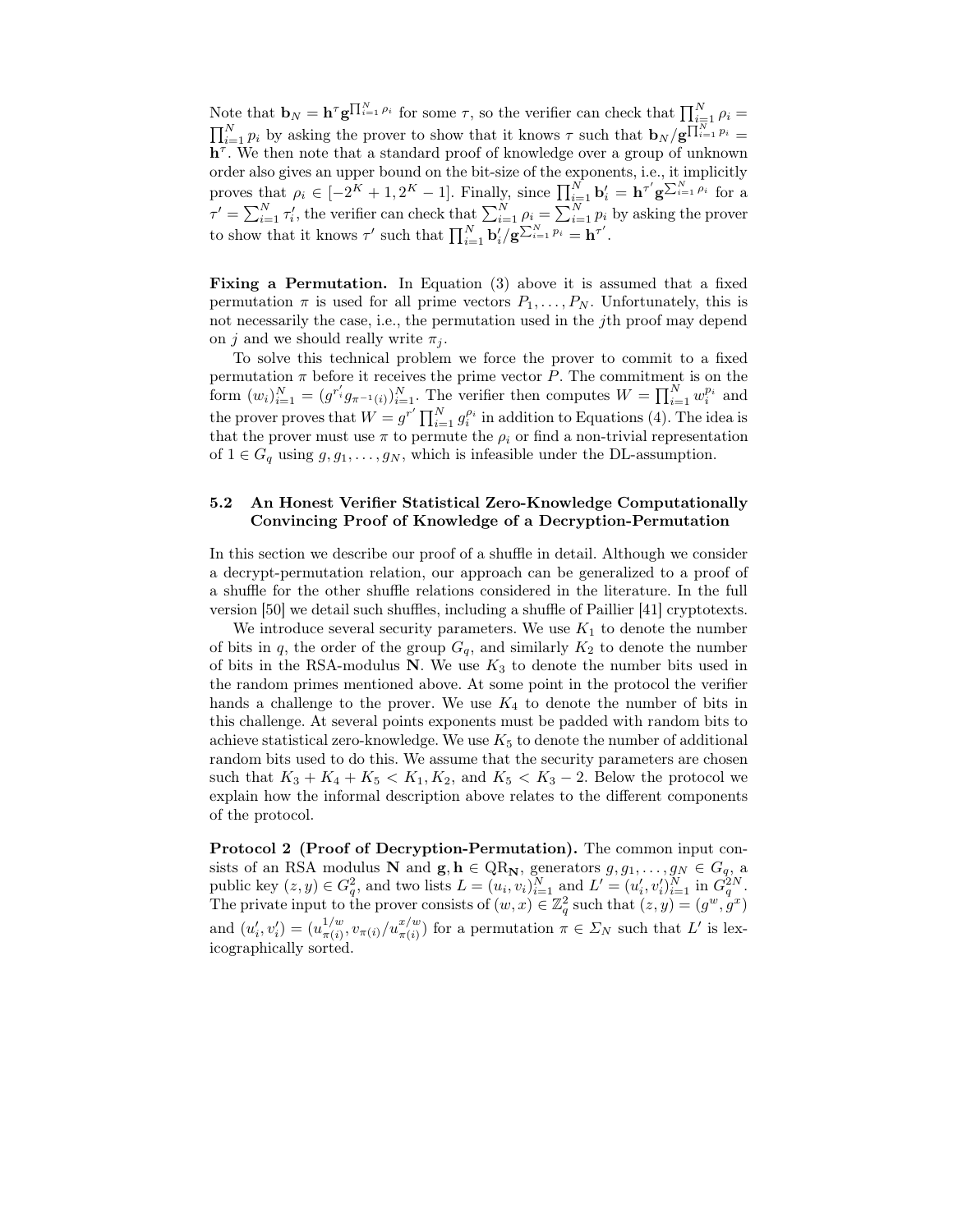Note that $\mathbf{b}_N = \mathbf{h}^{\tau}\mathbf{g}^{\prod_{i=1}^N \rho_i}$ for some $\tau$, so the verifier can check that $\prod_{i=1}^N \rho_i = \prod_{i=1}^N p_i$ by asking the prover to show that it knows $\tau$ such that $\mathbf{b}_N/\mathbf{g}^{\prod_{i=1}^N p_i} = \mathbf{h}^{\tau}$. We then note that a standard proof of knowledge over a group of unknown order also gives an upper bound on the bit-size of the exponents, i.e., it implicitly proves that $\rho_i \in [-2^K + 1, 2^K - 1]$. Finally, since $\prod_{i=1}^N \mathbf{b}'_i = \mathbf{h}^{\tau'}\mathbf{g}^{\sum_{i=1}^N \rho_i}$ for a $\tau' = \sum_{i=1}^N \tau'_i$, the verifier can check that $\sum_{i=1}^N \rho_i = \sum_{i=1}^N p_i$ by asking the prover to show that it knows $\tau'$ such that $\prod_{i=1}^N \mathbf{b}'_i/\mathbf{g}^{\sum_{i=1}^N p_i} = \mathbf{h}^{\tau'}$.

**Fixing a Permutation.** In Equation (3) above it is assumed that a fixed permutation $\pi$ is used for all prime vectors $P_1, \ldots, P_N$. Unfortunately, this is not necessarily the case, i.e., the permutation used in the $j$th proof may depend on $j$ and we should really write $\pi_j$.

To solve this technical problem we force the prover to commit to a fixed permutation $\pi$ before it receives the prime vector $P$. The commitment is on the form $(w_i)_{i=1}^N = (g^{r'_i} g_{\pi^{-1}(i)})_{i=1}^N$. The verifier then computes $W = \prod_{i=1}^N w_i^{p_i}$ and the prover proves that $W = g^{r'} \prod_{i=1}^N g_i^{\rho_i}$ in addition to Equations (4). The idea is that the prover must use $\pi$ to permute the $\rho_i$ or find a non-trivial representation of $1 \in G_q$ using $g, g_1, \ldots, g_N$, which is infeasible under the DL-assumption.

### 5.2 An Honest Verifier Statistical Zero-Knowledge Computationally Convincing Proof of Knowledge of a Decryption-Permutation

In this section we describe our proof of a shuffle in detail. Although we consider a decrypt-permutation relation, our approach can be generalized to a proof of a shuffle for the other shuffle relations considered in the literature. In the full version [50] we detail such shuffles, including a shuffle of Paillier [41] cryptotexts.

We introduce several security parameters. We use $K_1$ to denote the number of bits in $q$, the order of the group $G_q$, and similarly $K_2$ to denote the number of bits in the RSA-modulus $\mathbf{N}$. We use $K_3$ to denote the number bits used in the random primes mentioned above. At some point in the protocol the verifier hands a challenge to the prover. We use $K_4$ to denote the number of bits in this challenge. At several points exponents must be padded with random bits to achieve statistical zero-knowledge. We use $K_5$ to denote the number of additional random bits used to do this. We assume that the security parameters are chosen such that $K_3 + K_4 + K_5 < K_1, K_2$, and $K_5 < K_3 - 2$. Below the protocol we explain how the informal description above relates to the different components of the protocol.

**Protocol 2 (Proof of Decryption-Permutation).** The common input consists of an RSA modulus $\mathbf{N}$ and $\mathbf{g}, \mathbf{h} \in \mathrm{QR}_{\mathbf{N}}$, generators $g, g_1, \ldots, g_N \in G_q$, a public key $(z, y) \in G_q^2$, and two lists $L = (u_i, v_i)_{i=1}^N$ and $L' = (u'_i, v'_i)_{i=1}^N$ in $G_q^{2N}$. The private input to the prover consists of $(w, x) \in \mathbb{Z}_q^2$ such that $(z, y) = (g^w, g^x)$ and $(u'_i, v'_i) = (u_{\pi(i)}^{1/w}, v_{\pi(i)}/u_{\pi(i)}^{x/w})$ for a permutation $\pi \in \Sigma_N$ such that $L'$ is lexicographically sorted.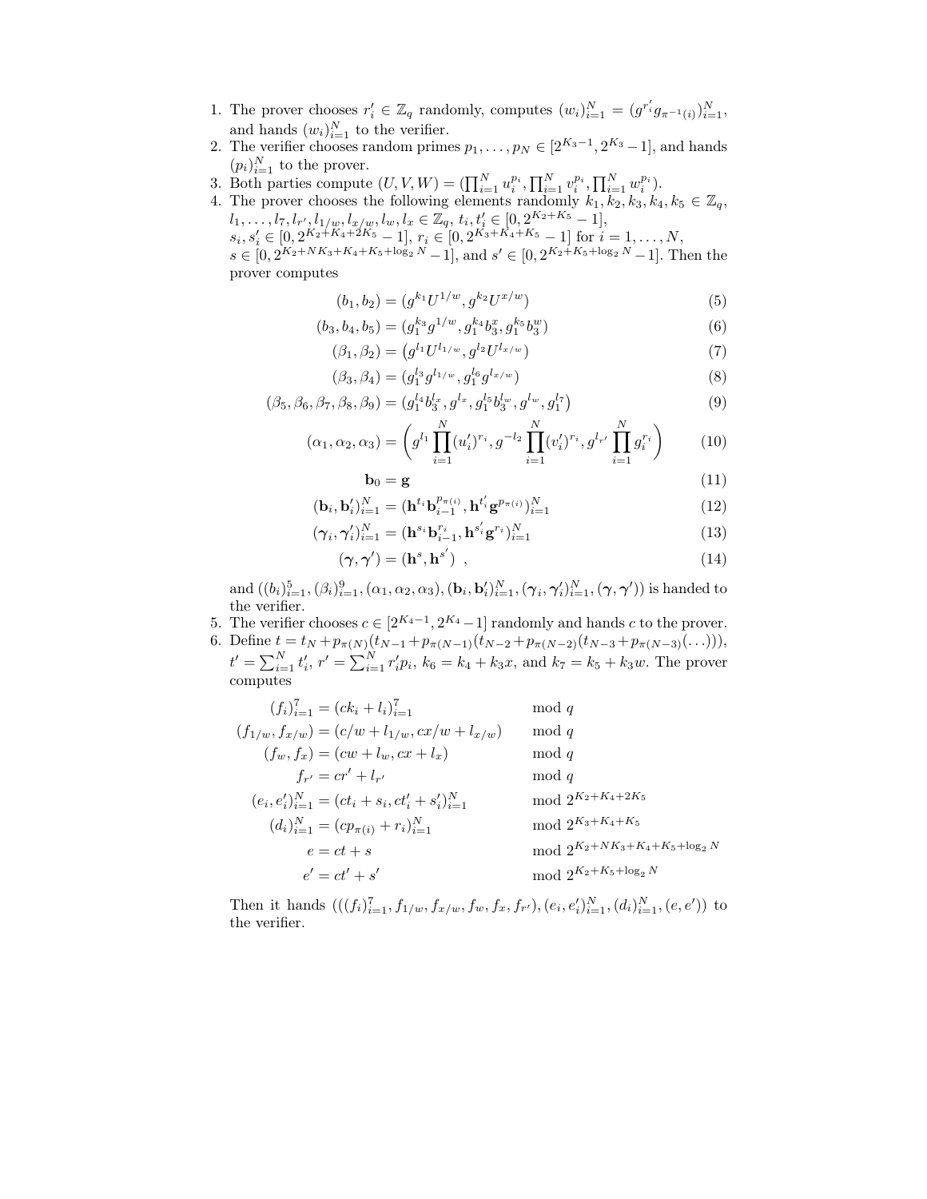1. The prover chooses $r'_i \in \mathbb{Z}_q$ randomly, computes $(w_i)_{i=1}^N = (g^{r'_i} g_{\pi^{-1}(i)})_{i=1}^N$, and hands $(w_i)_{i=1}^N$ to the verifier.
2. The verifier chooses random primes $p_1, \ldots, p_N \in [2^{K_3-1}, 2^{K_3}-1]$, and hands $(p_i)_{i=1}^N$ to the prover.
3. Both parties compute $(U, V, W) = (\prod_{i=1}^N u_i^{p_i}, \prod_{i=1}^N v_i^{p_i}, \prod_{i=1}^N w_i^{p_i})$.
4. The prover chooses the following elements randomly $k_1, k_2, k_3, k_4, k_5 \in \mathbb{Z}_q$, $l_1, \ldots, l_7, l_{r'}, l_{1/w}, l_{x/w}, l_w, l_x \in \mathbb{Z}_q$, $t_i, t'_i \in [0, 2^{K_2+K_5}-1]$, $s_i, s'_i \in [0, 2^{K_2+K_4+2K_5}-1]$, $r_i \in [0, 2^{K_3+K_4+K_5}-1]$ for $i = 1, \ldots, N$, $s \in [0, 2^{K_2+NK_3+K_4+K_5+\log_2 N}-1]$, and $s' \in [0, 2^{K_2+K_5+\log_2 N}-1]$. Then the prover computes

$$(b_1, b_2) = (g^{k_1} U^{1/w}, g^{k_2} U^{x/w}) \tag{5}$$

$$(b_3, b_4, b_5) = (g_1^{k_3} g^{1/w}, g_1^{k_4} b_3^x, g_1^{k_5} b_3^w) \tag{6}$$

$$(\beta_1, \beta_2) = \left(g^{l_1} U^{l_{1/w}}, g^{l_2} U^{l_{x/w}}\right) \tag{7}$$

$$(\beta_3, \beta_4) = (g_1^{l_3} g^{l_{1/w}}, g_1^{l_6} g^{l_{x/w}}) \tag{8}$$

$$(\beta_5, \beta_6, \beta_7, \beta_8, \beta_9) = (g_1^{l_4} b_3^{l_x}, g^{l_x}, g_1^{l_5} b_3^{l_w}, g^{l_w}, g_1^{l_7}) \tag{9}$$

$$(\alpha_1, \alpha_2, \alpha_3) = \left( g^{l_1} \prod_{i=1}^N (u'_i)^{r_i}, g^{-l_2} \prod_{i=1}^N (v'_i)^{r_i}, g^{l_{r'}} \prod_{i=1}^N g_i^{r_i} \right) \tag{10}$$

$$\mathbf{b}_0 = \mathbf{g} \tag{11}$$

$$(\mathbf{b}_i, \mathbf{b}'_i)_{i=1}^N = (\mathbf{h}^{t_i} \mathbf{b}_{i-1}^{p_{\pi(i)}}, \mathbf{h}^{t'_i} \mathbf{g}^{p_{\pi(i)}})_{i=1}^N \tag{12}$$

$$(\boldsymbol{\gamma}_i, \boldsymbol{\gamma}'_i)_{i=1}^N = (\mathbf{h}^{s_i} \mathbf{b}_{i-1}^{r_i}, \mathbf{h}^{s'_i} \mathbf{g}^{r_i})_{i=1}^N \tag{13}$$

$$(\boldsymbol{\gamma}, \boldsymbol{\gamma}') = (\mathbf{h}^s, \mathbf{h}^{s'}) \ , \tag{14}$$

and $((b_i)_{i=1}^5, (\beta_i)_{i=1}^9, (\alpha_1, \alpha_2, \alpha_3), (\mathbf{b}_i, \mathbf{b}'_i)_{i=1}^N, (\boldsymbol{\gamma}_i, \boldsymbol{\gamma}'_i)_{i=1}^N, (\boldsymbol{\gamma}, \boldsymbol{\gamma}'))$ is handed to the verifier.
5. The verifier chooses $c \in [2^{K_4-1}, 2^{K_4}-1]$ randomly and hands $c$ to the prover.
6. Define $t = t_N + p_{\pi(N)}(t_{N-1} + p_{\pi(N-1)}(t_{N-2} + p_{\pi(N-2)}(t_{N-3} + p_{\pi(N-3)}(\ldots))))$, $t' = \sum_{i=1}^N t'_i$, $r' = \sum_{i=1}^N r'_i p_i$, $k_6 = k_4 + k_3 x$, and $k_7 = k_5 + k_3 w$. The prover computes

$$\begin{aligned}
(f_i)_{i=1}^7 &= (ck_i + l_i)_{i=1}^7 && \bmod q \\
(f_{1/w}, f_{x/w}) &= (c/w + l_{1/w}, cx/w + l_{x/w}) && \bmod q \\
(f_w, f_x) &= (cw + l_w, cx + l_x) && \bmod q \\
f_{r'} &= cr' + l_{r'} && \bmod q \\
(e_i, e'_i)_{i=1}^N &= (ct_i + s_i, ct'_i + s'_i)_{i=1}^N && \bmod 2^{K_2+K_4+2K_5} \\
(d_i)_{i=1}^N &= (cp_{\pi(i)} + r_i)_{i=1}^N && \bmod 2^{K_3+K_4+K_5} \\
e &= ct + s && \bmod 2^{K_2+NK_3+K_4+K_5+\log_2 N} \\
e' &= ct' + s' && \bmod 2^{K_2+K_5+\log_2 N}
\end{aligned}$$

   Then it hands $(((f_i)_{i=1}^7, f_{1/w}, f_{x/w}, f_w, f_x, f_{r'}), (e_i, e'_i)_{i=1}^N, (d_i)_{i=1}^N, (e, e'))$ to the verifier.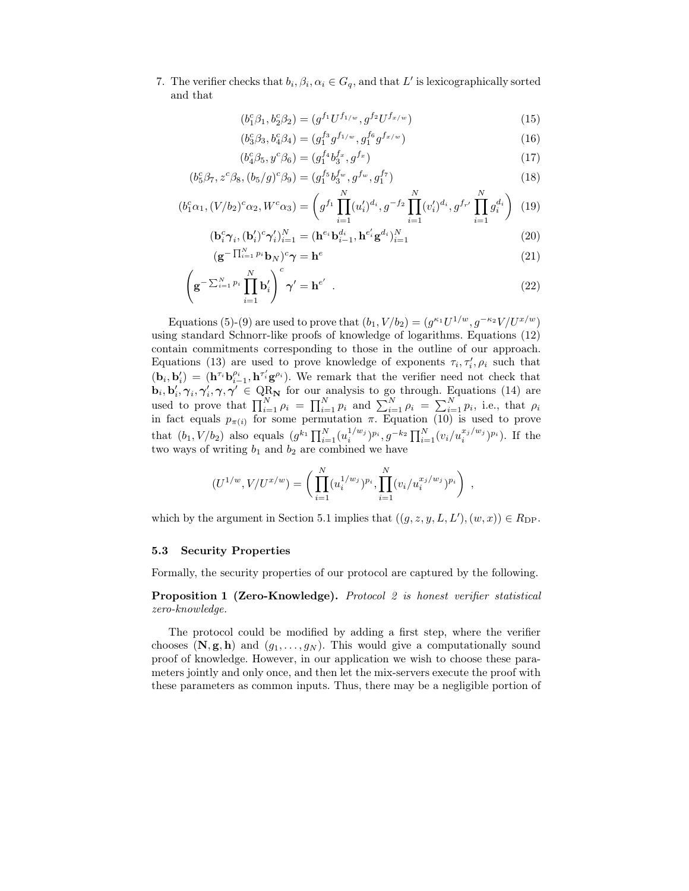7. The verifier checks that $b_i, \beta_i, \alpha_i \in G_q$, and that $L'$ is lexicographically sorted and that

$$(b_1^c\beta_1, b_2^c\beta_2) = (g^{f_1}U^{f_{1/w}}, g^{f_2}U^{f_{x/w}}) \tag{15}$$

$$(b_3^c\beta_3, b_4^c\beta_4) = (g_1^{f_3}g^{f_{1/w}}, g_1^{f_6}g^{f_{x/w}}) \tag{16}$$

$$(b_4^c\beta_5, y^c\beta_6) = (g_1^{f_4}b_3^{f_x}, g^{f_x}) \tag{17}$$

$$(b_5^c\beta_7, z^c\beta_8, (b_5/g)^c\beta_9) = (g_1^{f_5}b_3^{f_w}, g^{f_w}, g_1^{f_7}) \tag{18}$$

$$(b_1^c\alpha_1, (V/b_2)^c\alpha_2, W^c\alpha_3) = \left(g^{f_1}\prod_{i=1}^N (u_i')^{d_i}, g^{-f_2}\prod_{i=1}^N (v_i')^{d_i}, g^{f_{r'}}\prod_{i=1}^N g_i^{d_i}\right) \tag{19}$$

$$(\mathbf{b}_i^c\boldsymbol{\gamma}_i, (\mathbf{b}_i')^c\boldsymbol{\gamma}_i')_{i=1}^N = (\mathbf{h}^{e_i}\mathbf{b}_{i-1}^{d_i}, \mathbf{h}^{e_i'}\mathbf{g}^{d_i})_{i=1}^N \tag{20}$$

$$(\mathbf{g}^{-\prod_{i=1}^N p_i}\mathbf{b}_N)^c\boldsymbol{\gamma} = \mathbf{h}^e \tag{21}$$

$$\left(\mathbf{g}^{-\sum_{i=1}^N p_i}\prod_{i=1}^N \mathbf{b}_i'\right)^c\boldsymbol{\gamma}' = \mathbf{h}^{e'} \ . \tag{22}$$

Equations (5)-(9) are used to prove that $(b_1, V/b_2) = (g^{\kappa_1}U^{1/w}, g^{-\kappa_2}V/U^{x/w})$ using standard Schnorr-like proofs of knowledge of logarithms. Equations (12) contain commitments corresponding to those in the outline of our approach. Equations (13) are used to prove knowledge of exponents $\tau_i, \tau_i', \rho_i$ such that $(\mathbf{b}_i, \mathbf{b}_i') = (\mathbf{h}^{\tau_i}\mathbf{b}_{i-1}^{\rho_i}, \mathbf{h}^{\tau_i'}\mathbf{g}^{\rho_i})$. We remark that the verifier need not check that $\mathbf{b}_i, \mathbf{b}_i', \boldsymbol{\gamma}_i, \boldsymbol{\gamma}_i', \boldsymbol{\gamma}, \boldsymbol{\gamma}' \in \mathrm{QR}_{\mathbf{N}}$ for our analysis to go through. Equations (14) are used to prove that $\prod_{i=1}^N \rho_i = \prod_{i=1}^N p_i$ and $\sum_{i=1}^N \rho_i = \sum_{i=1}^N p_i$, i.e., that $\rho_i$ in fact equals $p_{\pi(i)}$ for some permutation $\pi$. Equation (10) is used to prove that $(b_1, V/b_2)$ also equals $(g^{k_1}\prod_{i=1}^N (u_i^{1/w_j})^{p_i}, g^{-k_2}\prod_{i=1}^N (v_i/u_i^{x_j/w_j})^{p_i})$. If the two ways of writing $b_1$ and $b_2$ are combined we have

$$(U^{1/w}, V/U^{x/w}) = \left(\prod_{i=1}^N (u_i^{1/w_j})^{p_i}, \prod_{i=1}^N (v_i/u_i^{x_j/w_j})^{p_i}\right) \ ,$$

which by the argument in Section 5.1 implies that $((g, z, y, L, L'), (w, x)) \in R_{\mathrm{DP}}$.

### 5.3 Security Properties

Formally, the security properties of our protocol are captured by the following.

**Proposition 1 (Zero-Knowledge).** *Protocol 2 is honest verifier statistical zero-knowledge.*

The protocol could be modified by adding a first step, where the verifier chooses $(\mathbf{N}, \mathbf{g}, \mathbf{h})$ and $(g_1, \ldots, g_N)$. This would give a computationally sound proof of knowledge. However, in our application we wish to choose these parameters jointly and only once, and then let the mix-servers execute the proof with these parameters as common inputs. Thus, there may be a negligible portion of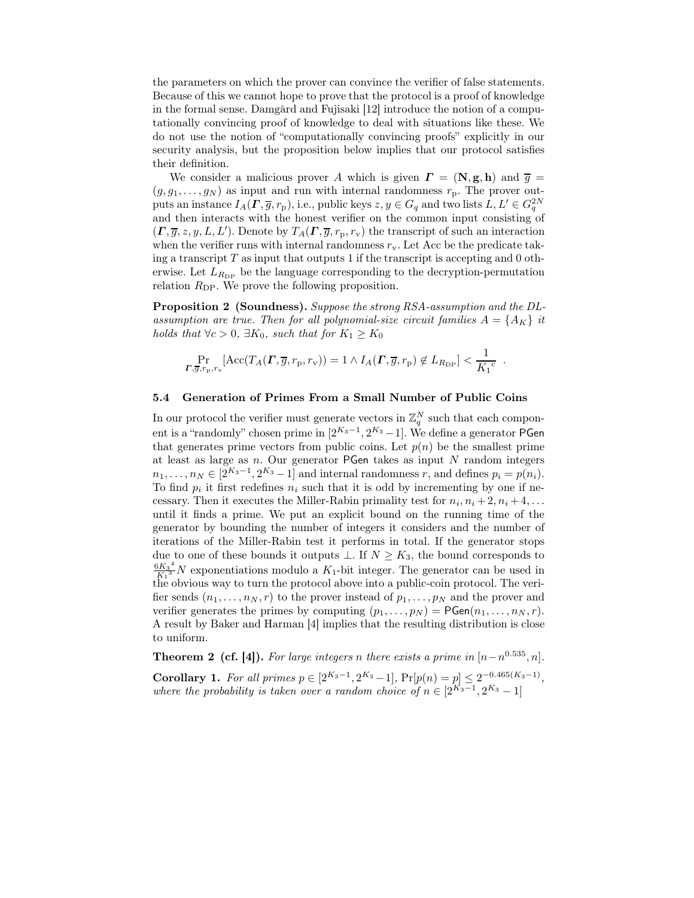the parameters on which the prover can convince the verifier of false statements. Because of this we cannot hope to prove that the protocol is a proof of knowledge in the formal sense. Damgård and Fujisaki [12] introduce the notion of a computationally convincing proof of knowledge to deal with situations like these. We do not use the notion of "computationally convincing proofs" explicitly in our security analysis, but the proposition below implies that our protocol satisfies their definition.

We consider a malicious prover $A$ which is given $\boldsymbol{\Gamma} = (\mathbf{N}, \mathbf{g}, \mathbf{h})$ and $\overline{g} = (g, g_1, \ldots, g_N)$ as input and run with internal randomness $r_{\mathrm{p}}$. The prover outputs an instance $I_A(\boldsymbol{\Gamma}, \overline{g}, r_{\mathrm{p}})$, i.e., public keys $z, y \in G_q$ and two lists $L, L' \in G_q^{2N}$ and then interacts with the honest verifier on the common input consisting of $(\boldsymbol{\Gamma}, \overline{g}, z, y, L, L')$. Denote by $T_A(\boldsymbol{\Gamma}, \overline{g}, r_{\mathrm{p}}, r_{\mathrm{v}})$ the transcript of such an interaction when the verifier runs with internal randomness $r_{\mathrm{v}}$. Let Acc be the predicate taking a transcript $T$ as input that outputs 1 if the transcript is accepting and 0 otherwise. Let $L_{R_{\mathrm{DP}}}$ be the language corresponding to the decryption-permutation relation $R_{\mathrm{DP}}$. We prove the following proposition.

**Proposition 2 (Soundness).** *Suppose the strong RSA-assumption and the DL-assumption are true. Then for all polynomial-size circuit families $A = \{A_K\}$ it holds that $\forall c > 0$, $\exists K_0$, such that for $K_1 \geq K_0$*

$$\Pr_{\boldsymbol{\Gamma}, \overline{g}, r_{\mathrm{p}}, r_{\mathrm{v}}}[\mathrm{Acc}(T_A(\boldsymbol{\Gamma}, \overline{g}, r_{\mathrm{p}}, r_{\mathrm{v}})) = 1 \wedge I_A(\boldsymbol{\Gamma}, \overline{g}, r_{\mathrm{p}}) \notin L_{R_{\mathrm{DP}}}] < \frac{1}{{K_1}^c} \ .$$

### 5.4 Generation of Primes From a Small Number of Public Coins

In our protocol the verifier must generate vectors in $\mathbb{Z}_q^N$ such that each component is a "randomly" chosen prime in $[2^{K_3-1}, 2^{K_3}-1]$. We define a generator $\mathsf{PGen}$ that generates prime vectors from public coins. Let $p(n)$ be the smallest prime at least as large as $n$. Our generator $\mathsf{PGen}$ takes as input $N$ random integers $n_1, \ldots, n_N \in [2^{K_3-1}, 2^{K_3}-1]$ and internal randomness $r$, and defines $p_i = p(n_i)$. To find $p_i$ it first redefines $n_i$ such that it is odd by incrementing by one if necessary. Then it executes the Miller-Rabin primality test for $n_i, n_i+2, n_i+4, \ldots$ until it finds a prime. We put an explicit bound on the running time of the generator by bounding the number of integers it considers and the number of iterations of the Miller-Rabin test it performs in total. If the generator stops due to one of these bounds it outputs $\perp$. If $N \geq K_3$, the bound corresponds to $\frac{6{K_3}^4}{{K_1}^3}N$ exponentiations modulo a $K_1$-bit integer. The generator can be used in the obvious way to turn the protocol above into a public-coin protocol. The verifier sends $(n_1, \ldots, n_N, r)$ to the prover instead of $p_1, \ldots, p_N$ and the prover and verifier generates the primes by computing $(p_1, \ldots, p_N) = \mathsf{PGen}(n_1, \ldots, n_N, r)$. A result by Baker and Harman [4] implies that the resulting distribution is close to uniform.

**Theorem 2 (cf. [4]).** *For large integers $n$ there exists a prime in $[n - n^{0.535}, n]$.*

**Corollary 1.** *For all primes $p \in [2^{K_3-1}, 2^{K_3}-1]$, $\Pr[p(n) = p] \leq 2^{-0.465(K_3-1)}$, where the probability is taken over a random choice of $n \in [2^{K_3-1}, 2^{K_3}-1]$*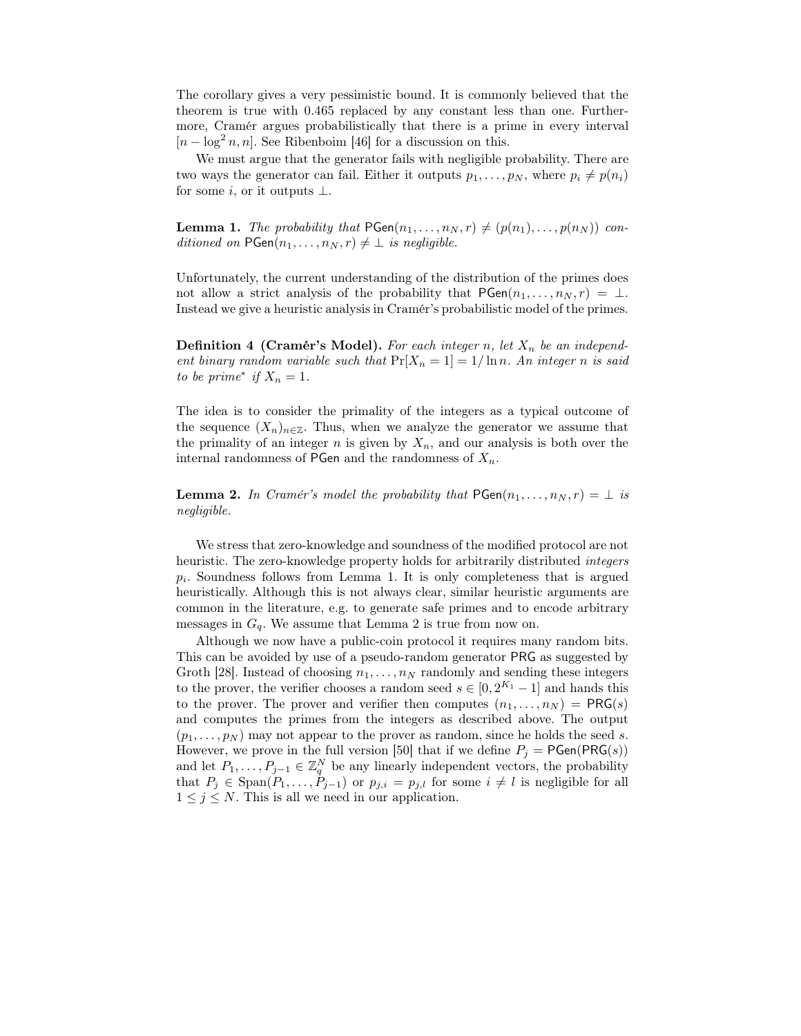The corollary gives a very pessimistic bound. It is commonly believed that the theorem is true with 0.465 replaced by any constant less than one. Furthermore, Cramér argues probabilistically that there is a prime in every interval $[n - \log^2 n, n]$. See Ribenboim [46] for a discussion on this.

We must argue that the generator fails with negligible probability. There are two ways the generator can fail. Either it outputs $p_1, \ldots, p_N$, where $p_i \neq p(n_i)$ for some $i$, or it outputs $\perp$.

**Lemma 1.** *The probability that* $\mathsf{PGen}(n_1, \ldots, n_N, r) \neq (p(n_1), \ldots, p(n_N))$ *conditioned on* $\mathsf{PGen}(n_1, \ldots, n_N, r) \neq \perp$ *is negligible.*

Unfortunately, the current understanding of the distribution of the primes does not allow a strict analysis of the probability that $\mathsf{PGen}(n_1, \ldots, n_N, r) = \perp$. Instead we give a heuristic analysis in Cramér's probabilistic model of the primes.

**Definition 4 (Cramér's Model).** *For each integer* $n$*, let* $X_n$ *be an independent binary random variable such that* $\Pr[X_n = 1] = 1/\ln n$*. An integer* $n$ *is said to be prime*\* *if* $X_n = 1$*.*

The idea is to consider the primality of the integers as a typical outcome of the sequence $(X_n)_{n \in \mathbb{Z}}$. Thus, when we analyze the generator we assume that the primality of an integer $n$ is given by $X_n$, and our analysis is both over the internal randomness of $\mathsf{PGen}$ and the randomness of $X_n$.

**Lemma 2.** *In Cramér's model the probability that* $\mathsf{PGen}(n_1, \ldots, n_N, r) = \perp$ *is negligible.*

We stress that zero-knowledge and soundness of the modified protocol are not heuristic. The zero-knowledge property holds for arbitrarily distributed *integers* $p_i$. Soundness follows from Lemma 1. It is only completeness that is argued heuristically. Although this is not always clear, similar heuristic arguments are common in the literature, e.g. to generate safe primes and to encode arbitrary messages in $G_q$. We assume that Lemma 2 is true from now on.

Although we now have a public-coin protocol it requires many random bits. This can be avoided by use of a pseudo-random generator $\mathsf{PRG}$ as suggested by Groth [28]. Instead of choosing $n_1, \ldots, n_N$ randomly and sending these integers to the prover, the verifier chooses a random seed $s \in [0, 2^{K_1} - 1]$ and hands this to the prover. The prover and verifier then computes $(n_1, \ldots, n_N) = \mathsf{PRG}(s)$ and computes the primes from the integers as described above. The output $(p_1, \ldots, p_N)$ may not appear to the prover as random, since he holds the seed $s$. However, we prove in the full version [50] that if we define $P_j = \mathsf{PGen}(\mathsf{PRG}(s))$ and let $P_1, \ldots, P_{j-1} \in \mathbb{Z}_q^N$ be any linearly independent vectors, the probability that $P_j \in \mathrm{Span}(P_1, \ldots, P_{j-1})$ or $p_{j,i} = p_{j,l}$ for some $i \neq l$ is negligible for all $1 \leq j \leq N$. This is all we need in our application.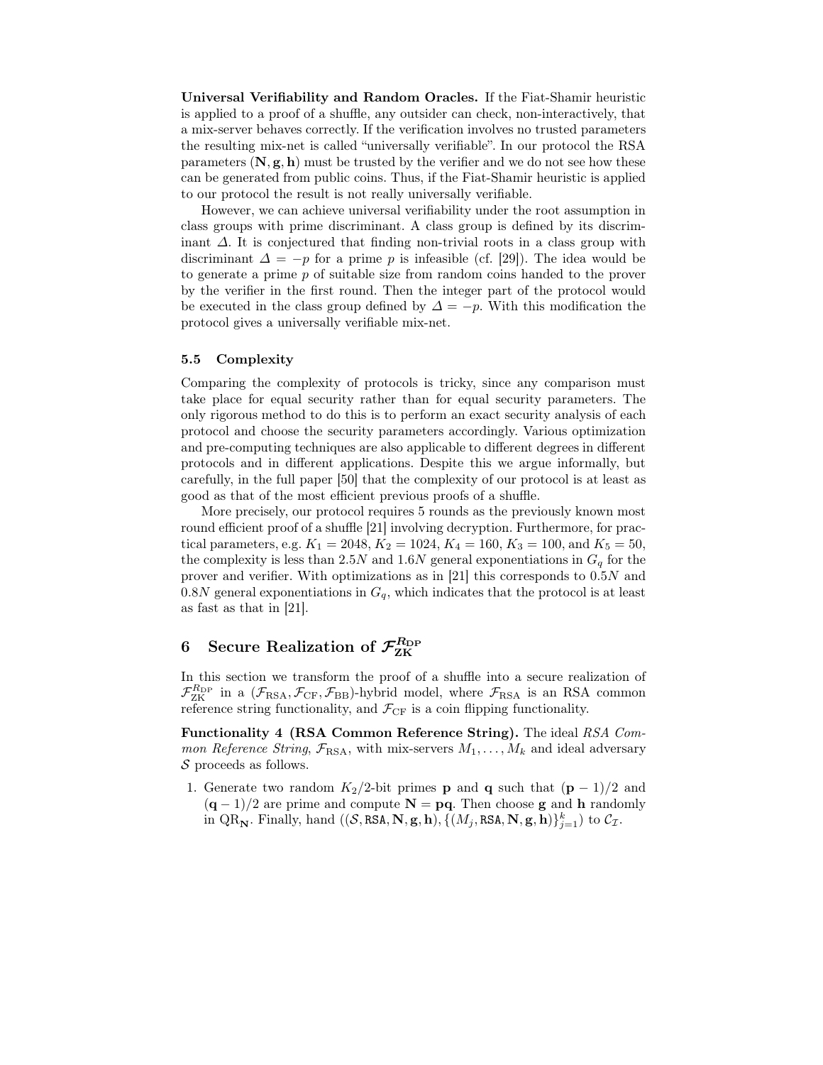**Universal Verifiability and Random Oracles.** If the Fiat-Shamir heuristic is applied to a proof of a shuffle, any outsider can check, non-interactively, that a mix-server behaves correctly. If the verification involves no trusted parameters the resulting mix-net is called "universally verifiable". In our protocol the RSA parameters $(\mathbf{N}, \mathbf{g}, \mathbf{h})$ must be trusted by the verifier and we do not see how these can be generated from public coins. Thus, if the Fiat-Shamir heuristic is applied to our protocol the result is not really universally verifiable.

However, we can achieve universal verifiability under the root assumption in class groups with prime discriminant. A class group is defined by its discriminant $\Delta$. It is conjectured that finding non-trivial roots in a class group with discriminant $\Delta = -p$ for a prime $p$ is infeasible (cf. [29]). The idea would be to generate a prime $p$ of suitable size from random coins handed to the prover by the verifier in the first round. Then the integer part of the protocol would be executed in the class group defined by $\Delta = -p$. With this modification the protocol gives a universally verifiable mix-net.

### 5.5 Complexity

Comparing the complexity of protocols is tricky, since any comparison must take place for equal security rather than for equal security parameters. The only rigorous method to do this is to perform an exact security analysis of each protocol and choose the security parameters accordingly. Various optimization and pre-computing techniques are also applicable to different degrees in different protocols and in different applications. Despite this we argue informally, but carefully, in the full paper [50] that the complexity of our protocol is at least as good as that of the most efficient previous proofs of a shuffle.

More precisely, our protocol requires 5 rounds as the previously known most round efficient proof of a shuffle [21] involving decryption. Furthermore, for practical parameters, e.g. $K_1 = 2048$, $K_2 = 1024$, $K_4 = 160$, $K_3 = 100$, and $K_5 = 50$, the complexity is less than $2.5N$ and $1.6N$ general exponentiations in $G_q$ for the prover and verifier. With optimizations as in [21] this corresponds to $0.5N$ and $0.8N$ general exponentiations in $G_q$, which indicates that the protocol is at least as fast as that in [21].

## 6 Secure Realization of $\mathcal{F}_{\mathbf{ZK}}^{R_{\mathrm{DP}}}$

In this section we transform the proof of a shuffle into a secure realization of $\mathcal{F}_{\mathrm{ZK}}^{R_{\mathrm{DP}}}$ in a $(\mathcal{F}_{\mathrm{RSA}}, \mathcal{F}_{\mathrm{CF}}, \mathcal{F}_{\mathrm{BB}})$-hybrid model, where $\mathcal{F}_{\mathrm{RSA}}$ is an RSA common reference string functionality, and $\mathcal{F}_{\mathrm{CF}}$ is a coin flipping functionality.

**Functionality 4 (RSA Common Reference String).** The ideal *RSA Common Reference String*, $\mathcal{F}_{\mathrm{RSA}}$, with mix-servers $M_1, \ldots, M_k$ and ideal adversary $\mathcal{S}$ proceeds as follows.

1. Generate two random $K_2/2$-bit primes $\mathbf{p}$ and $\mathbf{q}$ such that $(\mathbf{p}-1)/2$ and $(\mathbf{q}-1)/2$ are prime and compute $\mathbf{N} = \mathbf{pq}$. Then choose $\mathbf{g}$ and $\mathbf{h}$ randomly in $\mathrm{QR}_{\mathbf{N}}$. Finally, hand $((\mathcal{S}, \mathtt{RSA}, \mathbf{N}, \mathbf{g}, \mathbf{h}), \{(M_j, \mathtt{RSA}, \mathbf{N}, \mathbf{g}, \mathbf{h})\}_{j=1}^{k})$ to $\mathcal{C}_{\mathcal{I}}$.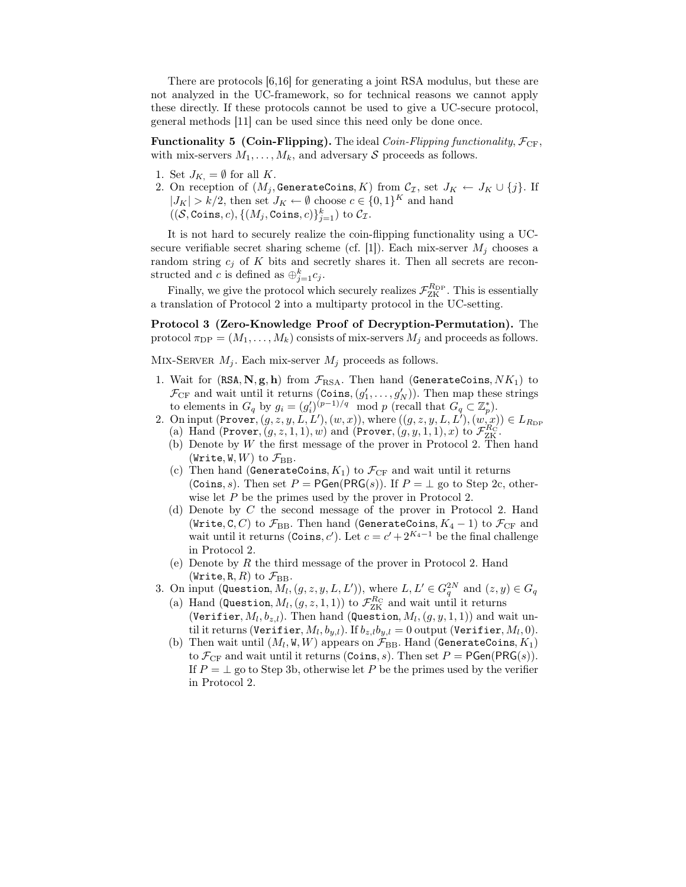There are protocols [6,16] for generating a joint RSA modulus, but these are not analyzed in the UC-framework, so for technical reasons we cannot apply these directly. If these protocols cannot be used to give a UC-secure protocol, general methods [11] can be used since this need only be done once.

**Functionality 5 (Coin-Flipping).** The ideal *Coin-Flipping functionality*, $\mathcal{F}_{\mathrm{CF}}$, with mix-servers $M_1, \ldots, M_k$, and adversary $\mathcal{S}$ proceeds as follows.

1. Set $J_{K,} = \emptyset$ for all $K$.
2. On reception of $(M_j, \texttt{GenerateCoins}, K)$ from $\mathcal{C}_{\mathcal{I}}$, set $J_K \leftarrow J_K \cup \{j\}$. If $|J_K| > k/2$, then set $J_K \leftarrow \emptyset$ choose $c \in \{0,1\}^K$ and hand $((\mathcal{S}, \texttt{Coins}, c), \{(M_j, \texttt{Coins}, c)\}_{j=1}^{k})$ to $\mathcal{C}_{\mathcal{I}}$.

It is not hard to securely realize the coin-flipping functionality using a UC-secure verifiable secret sharing scheme (cf. [1]). Each mix-server $M_j$ chooses a random string $c_j$ of $K$ bits and secretly shares it. Then all secrets are reconstructed and $c$ is defined as $\oplus_{j=1}^{k} c_j$.

Finally, we give the protocol which securely realizes $\mathcal{F}_{\mathrm{ZK}}^{R_{\mathrm{DP}}}$. This is essentially a translation of Protocol 2 into a multiparty protocol in the UC-setting.

**Protocol 3 (Zero-Knowledge Proof of Decryption-Permutation).** The protocol $\pi_{\mathrm{DP}} = (M_1, \ldots, M_k)$ consists of mix-servers $M_j$ and proceeds as follows.

Mix-Server $M_j$. Each mix-server $M_j$ proceeds as follows.

1. Wait for $(\texttt{RSA}, \mathbf{N}, \mathbf{g}, \mathbf{h})$ from $\mathcal{F}_{\mathrm{RSA}}$. Then hand $(\texttt{GenerateCoins}, NK_1)$ to $\mathcal{F}_{\mathrm{CF}}$ and wait until it returns $(\texttt{Coins}, (g'_1, \ldots, g'_N))$. Then map these strings to elements in $G_q$ by $g_i = (g'_i)^{(p-1)/q} \mod p$ (recall that $G_q \subset \mathbb{Z}_p^*$).
2. On input $(\texttt{Prover}, (g, z, y, L, L'), (w, x))$, where $((g, z, y, L, L'), (w, x)) \in L_{R_{\mathrm{DP}}}$
   (a) Hand $(\texttt{Prover}, (g, z, 1, 1), w)$ and $(\texttt{Prover}, (g, y, 1, 1), x)$ to $\mathcal{F}_{\mathrm{ZK}}^{R_{\mathrm{C}}}$.
   (b) Denote by $W$ the first message of the prover in Protocol 2. Then hand $(\texttt{Write}, \texttt{W}, W)$ to $\mathcal{F}_{\mathrm{BB}}$.
   (c) Then hand $(\texttt{GenerateCoins}, K_1)$ to $\mathcal{F}_{\mathrm{CF}}$ and wait until it returns $(\texttt{Coins}, s)$. Then set $P = \mathsf{PGen}(\mathsf{PRG}(s))$. If $P = \perp$ go to Step 2c, otherwise let $P$ be the primes used by the prover in Protocol 2.
   (d) Denote by $C$ the second message of the prover in Protocol 2. Hand $(\texttt{Write}, \texttt{C}, C)$ to $\mathcal{F}_{\mathrm{BB}}$. Then hand $(\texttt{GenerateCoins}, K_4 - 1)$ to $\mathcal{F}_{\mathrm{CF}}$ and wait until it returns $(\texttt{Coins}, c')$. Let $c = c' + 2^{K_4 - 1}$ be the final challenge in Protocol 2.
   (e) Denote by $R$ the third message of the prover in Protocol 2. Hand $(\texttt{Write}, \texttt{R}, R)$ to $\mathcal{F}_{\mathrm{BB}}$.
3. On input $(\texttt{Question}, M_l, (g, z, y, L, L'))$, where $L, L' \in G_q^{2N}$ and $(z, y) \in G_q$
   (a) Hand $(\texttt{Question}, M_l, (g, z, 1, 1))$ to $\mathcal{F}_{\mathrm{ZK}}^{R_{\mathrm{C}}}$ and wait until it returns $(\texttt{Verifier}, M_l, b_{z,l})$. Then hand $(\texttt{Question}, M_l, (g, y, 1, 1))$ and wait until it returns $(\texttt{Verifier}, M_l, b_{y,l})$. If $b_{z,l} b_{y,l} = 0$ output $(\texttt{Verifier}, M_l, 0)$.
   (b) Then wait until $(M_l, \texttt{W}, W)$ appears on $\mathcal{F}_{\mathrm{BB}}$. Hand $(\texttt{GenerateCoins}, K_1)$ to $\mathcal{F}_{\mathrm{CF}}$ and wait until it returns $(\texttt{Coins}, s)$. Then set $P = \mathsf{PGen}(\mathsf{PRG}(s))$. If $P = \perp$ go to Step 3b, otherwise let $P$ be the primes used by the verifier in Protocol 2.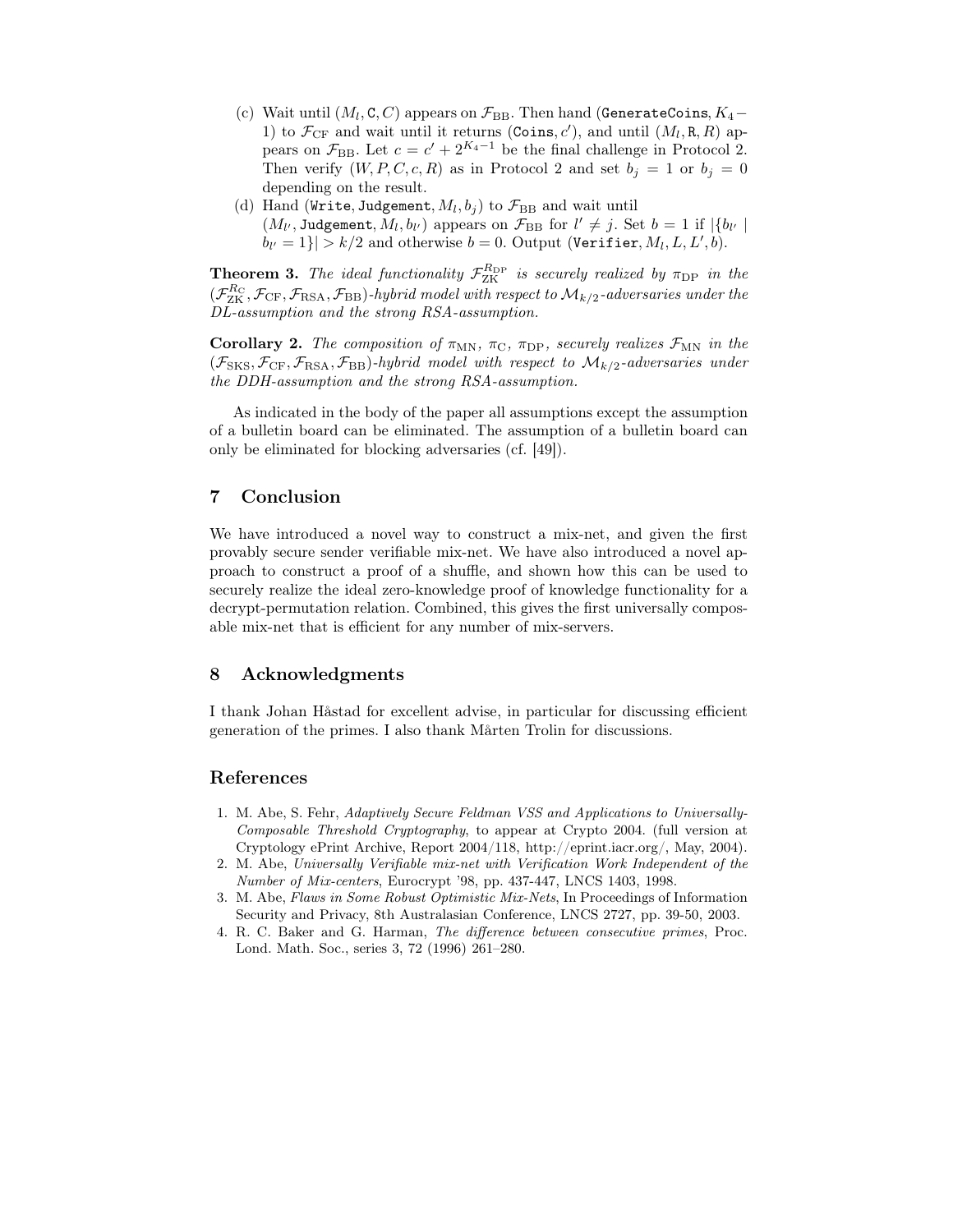(c) Wait until $(M_l, \mathtt{C}, C)$ appears on $\mathcal{F}_{\mathrm{BB}}$. Then hand $(\mathtt{GenerateCoins}, K_4 - 1)$ to $\mathcal{F}_{\mathrm{CF}}$ and wait until it returns $(\mathtt{Coins}, c')$, and until $(M_l, \mathtt{R}, R)$ appears on $\mathcal{F}_{\mathrm{BB}}$. Let $c = c' + 2^{K_4 - 1}$ be the final challenge in Protocol 2. Then verify $(W, P, C, c, R)$ as in Protocol 2 and set $b_j = 1$ or $b_j = 0$ depending on the result.

(d) Hand $(\mathtt{Write}, \mathtt{Judgement}, M_l, b_j)$ to $\mathcal{F}_{\mathrm{BB}}$ and wait until $(M_{l'}, \mathtt{Judgement}, M_l, b_{l'})$ appears on $\mathcal{F}_{\mathrm{BB}}$ for $l' \neq j$. Set $b = 1$ if $|\{b_{l'} \mid b_{l'} = 1\}| > k/2$ and otherwise $b = 0$. Output $(\mathtt{Verifier}, M_l, L, L', b)$.

**Theorem 3.** *The ideal functionality $\mathcal{F}_{\mathrm{ZK}}^{R_{\mathrm{DP}}}$ is securely realized by $\pi_{\mathrm{DP}}$ in the $(\mathcal{F}_{\mathrm{ZK}}^{R_{\mathrm{C}}}, \mathcal{F}_{\mathrm{CF}}, \mathcal{F}_{\mathrm{RSA}}, \mathcal{F}_{\mathrm{BB}})$-hybrid model with respect to $\mathcal{M}_{k/2}$-adversaries under the DL-assumption and the strong RSA-assumption.*

**Corollary 2.** *The composition of $\pi_{\mathrm{MN}}$, $\pi_{\mathrm{C}}$, $\pi_{\mathrm{DP}}$, securely realizes $\mathcal{F}_{\mathrm{MN}}$ in the $(\mathcal{F}_{\mathrm{SKS}}, \mathcal{F}_{\mathrm{CF}}, \mathcal{F}_{\mathrm{RSA}}, \mathcal{F}_{\mathrm{BB}})$-hybrid model with respect to $\mathcal{M}_{k/2}$-adversaries under the DDH-assumption and the strong RSA-assumption.*

As indicated in the body of the paper all assumptions except the assumption of a bulletin board can be eliminated. The assumption of a bulletin board can only be eliminated for blocking adversaries (cf. [49]).

## 7 Conclusion

We have introduced a novel way to construct a mix-net, and given the first provably secure sender verifiable mix-net. We have also introduced a novel approach to construct a proof of a shuffle, and shown how this can be used to securely realize the ideal zero-knowledge proof of knowledge functionality for a decrypt-permutation relation. Combined, this gives the first universally composable mix-net that is efficient for any number of mix-servers.

## 8 Acknowledgments

I thank Johan Håstad for excellent advise, in particular for discussing efficient generation of the primes. I also thank Mårten Trolin for discussions.

## References

1. M. Abe, S. Fehr, *Adaptively Secure Feldman VSS and Applications to Universally-Composable Threshold Cryptography*, to appear at Crypto 2004. (full version at Cryptology ePrint Archive, Report 2004/118, http://eprint.iacr.org/, May, 2004).
2. M. Abe, *Universally Verifiable mix-net with Verification Work Independent of the Number of Mix-centers*, Eurocrypt '98, pp. 437-447, LNCS 1403, 1998.
3. M. Abe, *Flaws in Some Robust Optimistic Mix-Nets*, In Proceedings of Information Security and Privacy, 8th Australasian Conference, LNCS 2727, pp. 39-50, 2003.
4. R. C. Baker and G. Harman, *The difference between consecutive primes*, Proc. Lond. Math. Soc., series 3, 72 (1996) 261–280.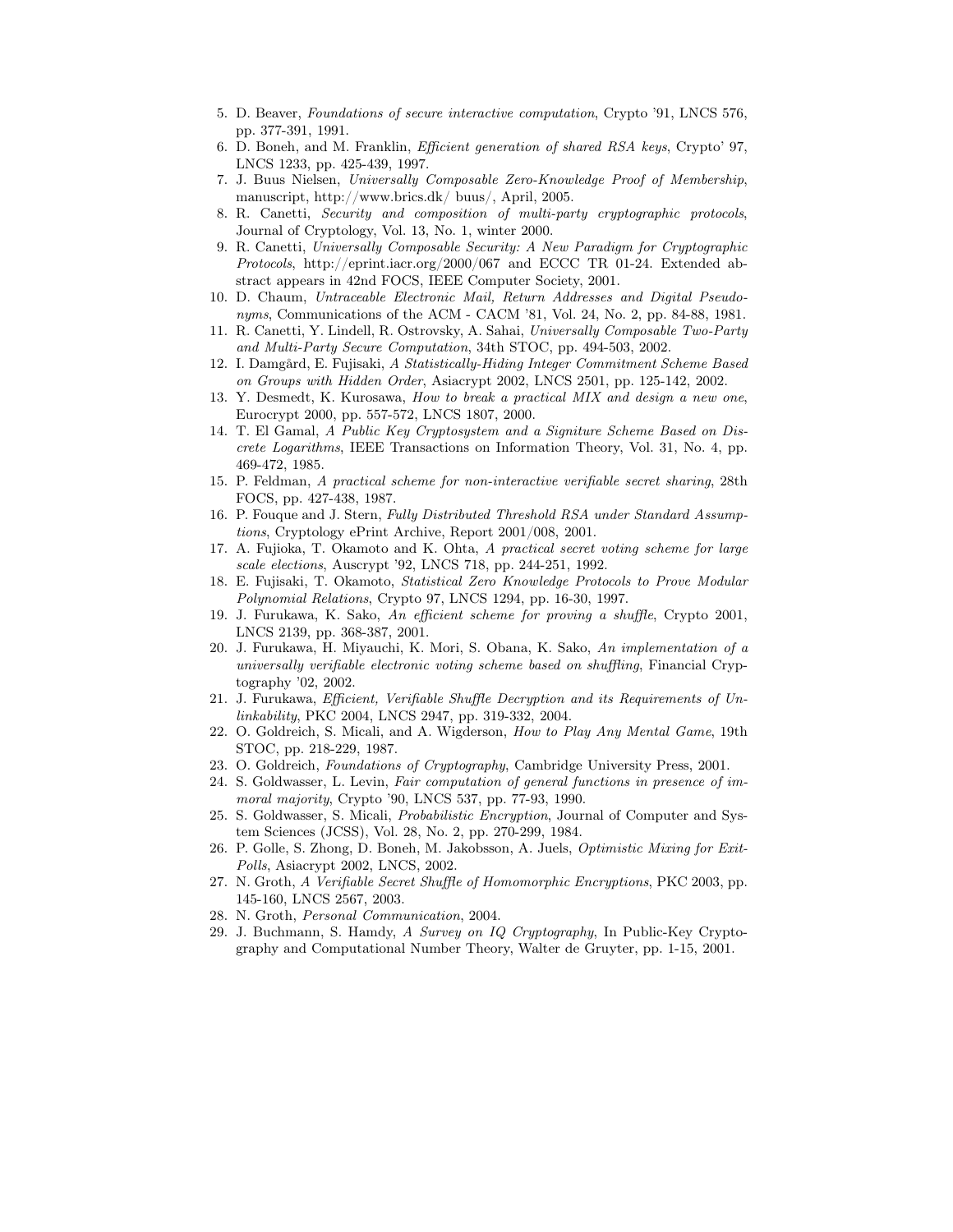5. D. Beaver, *Foundations of secure interactive computation*, Crypto '91, LNCS 576, pp. 377-391, 1991.
6. D. Boneh, and M. Franklin, *Efficient generation of shared RSA keys*, Crypto' 97, LNCS 1233, pp. 425-439, 1997.
7. J. Buus Nielsen, *Universally Composable Zero-Knowledge Proof of Membership*, manuscript, http://www.brics.dk/ buus/, April, 2005.
8. R. Canetti, *Security and composition of multi-party cryptographic protocols*, Journal of Cryptology, Vol. 13, No. 1, winter 2000.
9. R. Canetti, *Universally Composable Security: A New Paradigm for Cryptographic Protocols*, http://eprint.iacr.org/2000/067 and ECCC TR 01-24. Extended abstract appears in 42nd FOCS, IEEE Computer Society, 2001.
10. D. Chaum, *Untraceable Electronic Mail, Return Addresses and Digital Pseudonyms*, Communications of the ACM - CACM '81, Vol. 24, No. 2, pp. 84-88, 1981.
11. R. Canetti, Y. Lindell, R. Ostrovsky, A. Sahai, *Universally Composable Two-Party and Multi-Party Secure Computation*, 34th STOC, pp. 494-503, 2002.
12. I. Damgård, E. Fujisaki, *A Statistically-Hiding Integer Commitment Scheme Based on Groups with Hidden Order*, Asiacrypt 2002, LNCS 2501, pp. 125-142, 2002.
13. Y. Desmedt, K. Kurosawa, *How to break a practical MIX and design a new one*, Eurocrypt 2000, pp. 557-572, LNCS 1807, 2000.
14. T. El Gamal, *A Public Key Cryptosystem and a Signiture Scheme Based on Discrete Logarithms*, IEEE Transactions on Information Theory, Vol. 31, No. 4, pp. 469-472, 1985.
15. P. Feldman, *A practical scheme for non-interactive verifiable secret sharing*, 28th FOCS, pp. 427-438, 1987.
16. P. Fouque and J. Stern, *Fully Distributed Threshold RSA under Standard Assumptions*, Cryptology ePrint Archive, Report 2001/008, 2001.
17. A. Fujioka, T. Okamoto and K. Ohta, *A practical secret voting scheme for large scale elections*, Auscrypt '92, LNCS 718, pp. 244-251, 1992.
18. E. Fujisaki, T. Okamoto, *Statistical Zero Knowledge Protocols to Prove Modular Polynomial Relations*, Crypto 97, LNCS 1294, pp. 16-30, 1997.
19. J. Furukawa, K. Sako, *An efficient scheme for proving a shuffle*, Crypto 2001, LNCS 2139, pp. 368-387, 2001.
20. J. Furukawa, H. Miyauchi, K. Mori, S. Obana, K. Sako, *An implementation of a universally verifiable electronic voting scheme based on shuffling*, Financial Cryptography '02, 2002.
21. J. Furukawa, *Efficient, Verifiable Shuffle Decryption and its Requirements of Unlinkability*, PKC 2004, LNCS 2947, pp. 319-332, 2004.
22. O. Goldreich, S. Micali, and A. Wigderson, *How to Play Any Mental Game*, 19th STOC, pp. 218-229, 1987.
23. O. Goldreich, *Foundations of Cryptography*, Cambridge University Press, 2001.
24. S. Goldwasser, L. Levin, *Fair computation of general functions in presence of immoral majority*, Crypto '90, LNCS 537, pp. 77-93, 1990.
25. S. Goldwasser, S. Micali, *Probabilistic Encryption*, Journal of Computer and System Sciences (JCSS), Vol. 28, No. 2, pp. 270-299, 1984.
26. P. Golle, S. Zhong, D. Boneh, M. Jakobsson, A. Juels, *Optimistic Mixing for Exit-Polls*, Asiacrypt 2002, LNCS, 2002.
27. N. Groth, *A Verifiable Secret Shuffle of Homomorphic Encryptions*, PKC 2003, pp. 145-160, LNCS 2567, 2003.
28. N. Groth, *Personal Communication*, 2004.
29. J. Buchmann, S. Hamdy, *A Survey on IQ Cryptography*, In Public-Key Cryptography and Computational Number Theory, Walter de Gruyter, pp. 1-15, 2001.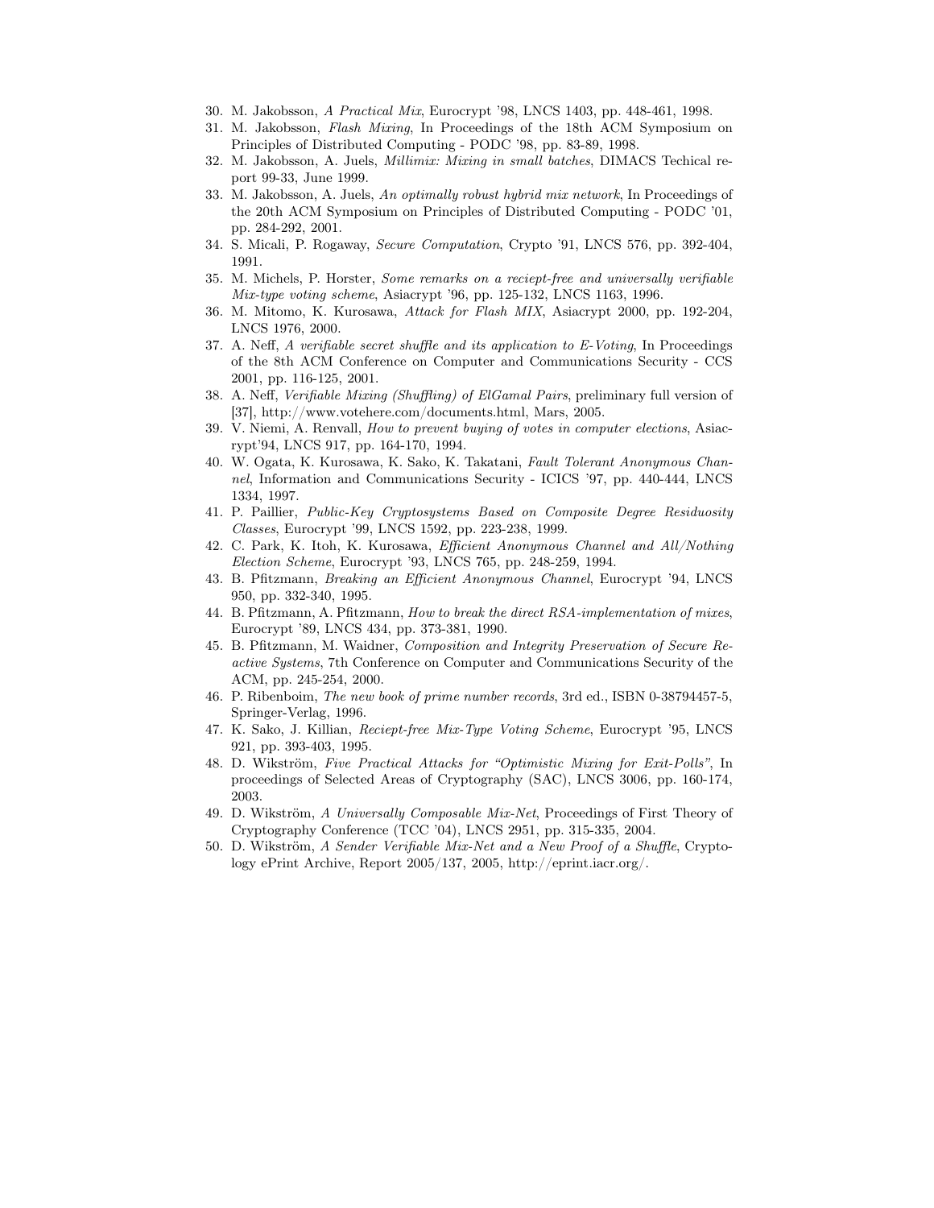30. M. Jakobsson, *A Practical Mix*, Eurocrypt '98, LNCS 1403, pp. 448-461, 1998.
31. M. Jakobsson, *Flash Mixing*, In Proceedings of the 18th ACM Symposium on Principles of Distributed Computing - PODC '98, pp. 83-89, 1998.
32. M. Jakobsson, A. Juels, *Millimix: Mixing in small batches*, DIMACS Techical report 99-33, June 1999.
33. M. Jakobsson, A. Juels, *An optimally robust hybrid mix network*, In Proceedings of the 20th ACM Symposium on Principles of Distributed Computing - PODC '01, pp. 284-292, 2001.
34. S. Micali, P. Rogaway, *Secure Computation*, Crypto '91, LNCS 576, pp. 392-404, 1991.
35. M. Michels, P. Horster, *Some remarks on a reciept-free and universally verifiable Mix-type voting scheme*, Asiacrypt '96, pp. 125-132, LNCS 1163, 1996.
36. M. Mitomo, K. Kurosawa, *Attack for Flash MIX*, Asiacrypt 2000, pp. 192-204, LNCS 1976, 2000.
37. A. Neff, *A verifiable secret shuffle and its application to E-Voting*, In Proceedings of the 8th ACM Conference on Computer and Communications Security - CCS 2001, pp. 116-125, 2001.
38. A. Neff, *Verifiable Mixing (Shuffling) of ElGamal Pairs*, preliminary full version of [37], http://www.votehere.com/documents.html, Mars, 2005.
39. V. Niemi, A. Renvall, *How to prevent buying of votes in computer elections*, Asiacrypt'94, LNCS 917, pp. 164-170, 1994.
40. W. Ogata, K. Kurosawa, K. Sako, K. Takatani, *Fault Tolerant Anonymous Channel*, Information and Communications Security - ICICS '97, pp. 440-444, LNCS 1334, 1997.
41. P. Paillier, *Public-Key Cryptosystems Based on Composite Degree Residuosity Classes*, Eurocrypt '99, LNCS 1592, pp. 223-238, 1999.
42. C. Park, K. Itoh, K. Kurosawa, *Efficient Anonymous Channel and All/Nothing Election Scheme*, Eurocrypt '93, LNCS 765, pp. 248-259, 1994.
43. B. Pfitzmann, *Breaking an Efficient Anonymous Channel*, Eurocrypt '94, LNCS 950, pp. 332-340, 1995.
44. B. Pfitzmann, A. Pfitzmann, *How to break the direct RSA-implementation of mixes*, Eurocrypt '89, LNCS 434, pp. 373-381, 1990.
45. B. Pfitzmann, M. Waidner, *Composition and Integrity Preservation of Secure Reactive Systems*, 7th Conference on Computer and Communications Security of the ACM, pp. 245-254, 2000.
46. P. Ribenboim, *The new book of prime number records*, 3rd ed., ISBN 0-38794457-5, Springer-Verlag, 1996.
47. K. Sako, J. Killian, *Reciept-free Mix-Type Voting Scheme*, Eurocrypt '95, LNCS 921, pp. 393-403, 1995.
48. D. Wikström, *Five Practical Attacks for "Optimistic Mixing for Exit-Polls"*, In proceedings of Selected Areas of Cryptography (SAC), LNCS 3006, pp. 160-174, 2003.
49. D. Wikström, *A Universally Composable Mix-Net*, Proceedings of First Theory of Cryptography Conference (TCC '04), LNCS 2951, pp. 315-335, 2004.
50. D. Wikström, *A Sender Verifiable Mix-Net and a New Proof of a Shuffle*, Cryptology ePrint Archive, Report 2005/137, 2005, http://eprint.iacr.org/.